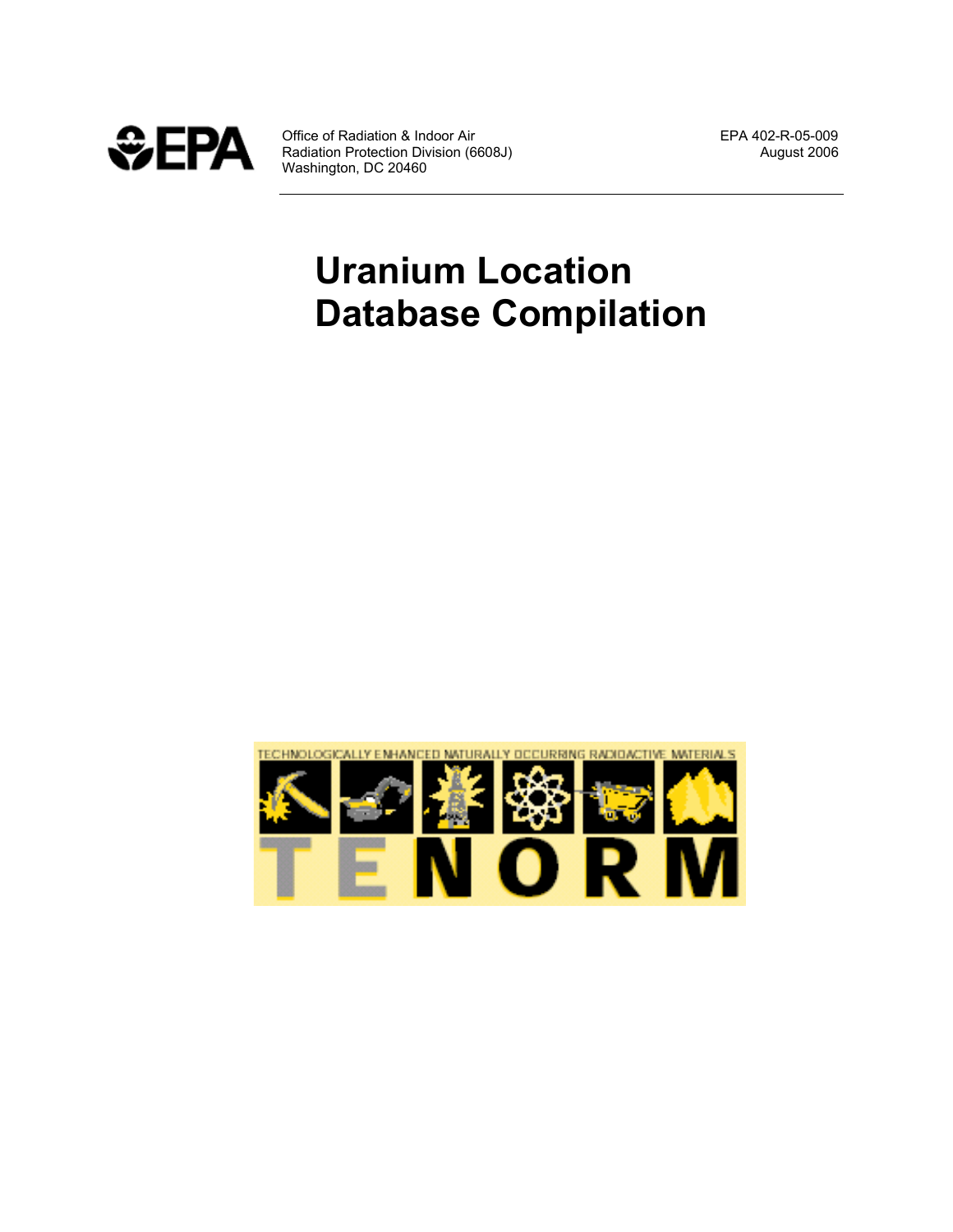EPA

Office of Radiation & Indoor Air
Radiation Protection Division (6608J)
Washington, DC 20460

EPA 402-R-05-009
August 2006

# Uranium Location Database Compilation

TECHNOLOGICALLY ENHANCED NATURALLY OCCURRING RADIOACTIVE MATERIALS

TENORM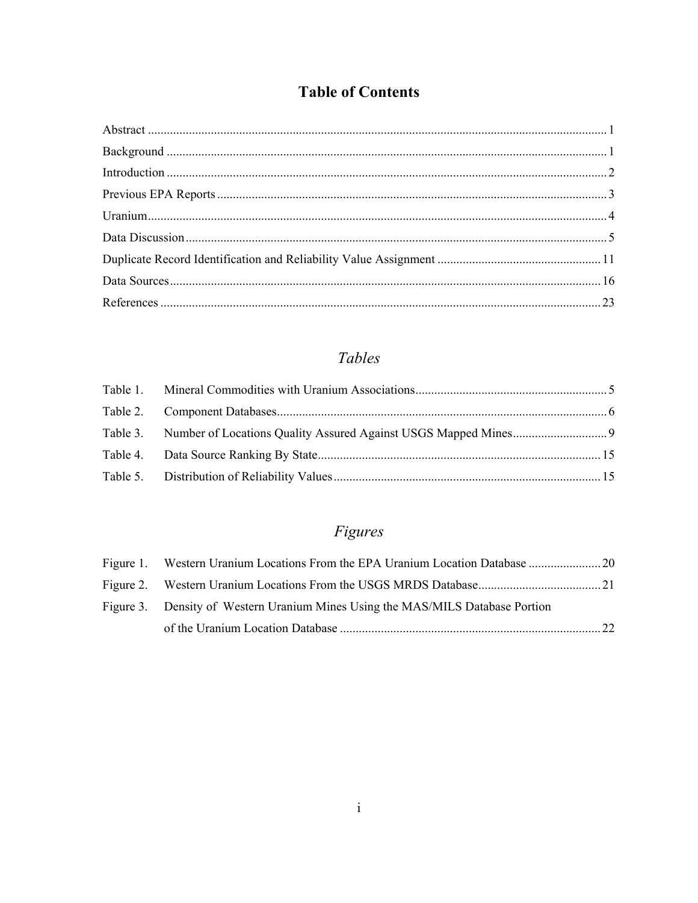# Table of Contents

| | |
|---|---|
| Abstract | 1 |
| Background | 1 |
| Introduction | 2 |
| Previous EPA Reports | 3 |
| Uranium | 4 |
| Data Discussion | 5 |
| Duplicate Record Identification and Reliability Value Assignment | 11 |
| Data Sources | 16 |
| References | 23 |

## *Tables*

| | | |
|---|---|---|
| Table 1. | Mineral Commodities with Uranium Associations | 5 |
| Table 2. | Component Databases | 6 |
| Table 3. | Number of Locations Quality Assured Against USGS Mapped Mines | 9 |
| Table 4. | Data Source Ranking By State | 15 |
| Table 5. | Distribution of Reliability Values | 15 |

## *Figures*

| | | |
|---|---|---|
| Figure 1. | Western Uranium Locations From the EPA Uranium Location Database | 20 |
| Figure 2. | Western Uranium Locations From the USGS MRDS Database | 21 |
| Figure 3. | Density of Western Uranium Mines Using the MAS/MILS Database Portion of the Uranium Location Database | 22 |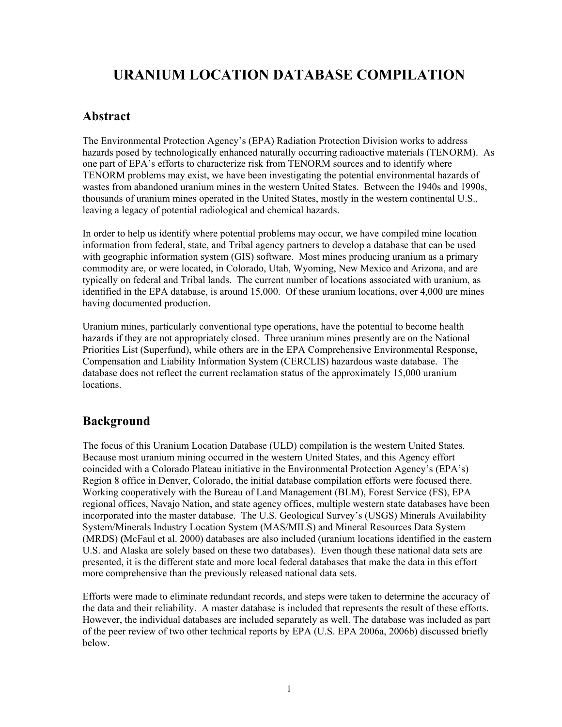# URANIUM LOCATION DATABASE COMPILATION

## Abstract

The Environmental Protection Agency's (EPA) Radiation Protection Division works to address hazards posed by technologically enhanced naturally occurring radioactive materials (TENORM). As one part of EPA's efforts to characterize risk from TENORM sources and to identify where TENORM problems may exist, we have been investigating the potential environmental hazards of wastes from abandoned uranium mines in the western United States. Between the 1940s and 1990s, thousands of uranium mines operated in the United States, mostly in the western continental U.S., leaving a legacy of potential radiological and chemical hazards.

In order to help us identify where potential problems may occur, we have compiled mine location information from federal, state, and Tribal agency partners to develop a database that can be used with geographic information system (GIS) software. Most mines producing uranium as a primary commodity are, or were located, in Colorado, Utah, Wyoming, New Mexico and Arizona, and are typically on federal and Tribal lands. The current number of locations associated with uranium, as identified in the EPA database, is around 15,000. Of these uranium locations, over 4,000 are mines having documented production.

Uranium mines, particularly conventional type operations, have the potential to become health hazards if they are not appropriately closed. Three uranium mines presently are on the National Priorities List (Superfund), while others are in the EPA Comprehensive Environmental Response, Compensation and Liability Information System (CERCLIS) hazardous waste database. The database does not reflect the current reclamation status of the approximately 15,000 uranium locations.

## Background

The focus of this Uranium Location Database (ULD) compilation is the western United States. Because most uranium mining occurred in the western United States, and this Agency effort coincided with a Colorado Plateau initiative in the Environmental Protection Agency's (EPA's) Region 8 office in Denver, Colorado, the initial database compilation efforts were focused there. Working cooperatively with the Bureau of Land Management (BLM), Forest Service (FS), EPA regional offices, Navajo Nation, and state agency offices, multiple western state databases have been incorporated into the master database. The U.S. Geological Survey's (USGS) Minerals Availability System/Minerals Industry Location System (MAS/MILS) and Mineral Resources Data System (MRDS) **(**McFaul et al. 2000) databases are also included (uranium locations identified in the eastern U.S. and Alaska are solely based on these two databases). Even though these national data sets are presented, it is the different state and more local federal databases that make the data in this effort more comprehensive than the previously released national data sets.

Efforts were made to eliminate redundant records, and steps were taken to determine the accuracy of the data and their reliability. A master database is included that represents the result of these efforts. However, the individual databases are included separately as well. The database was included as part of the peer review of two other technical reports by EPA (U.S. EPA 2006a, 2006b) discussed briefly below.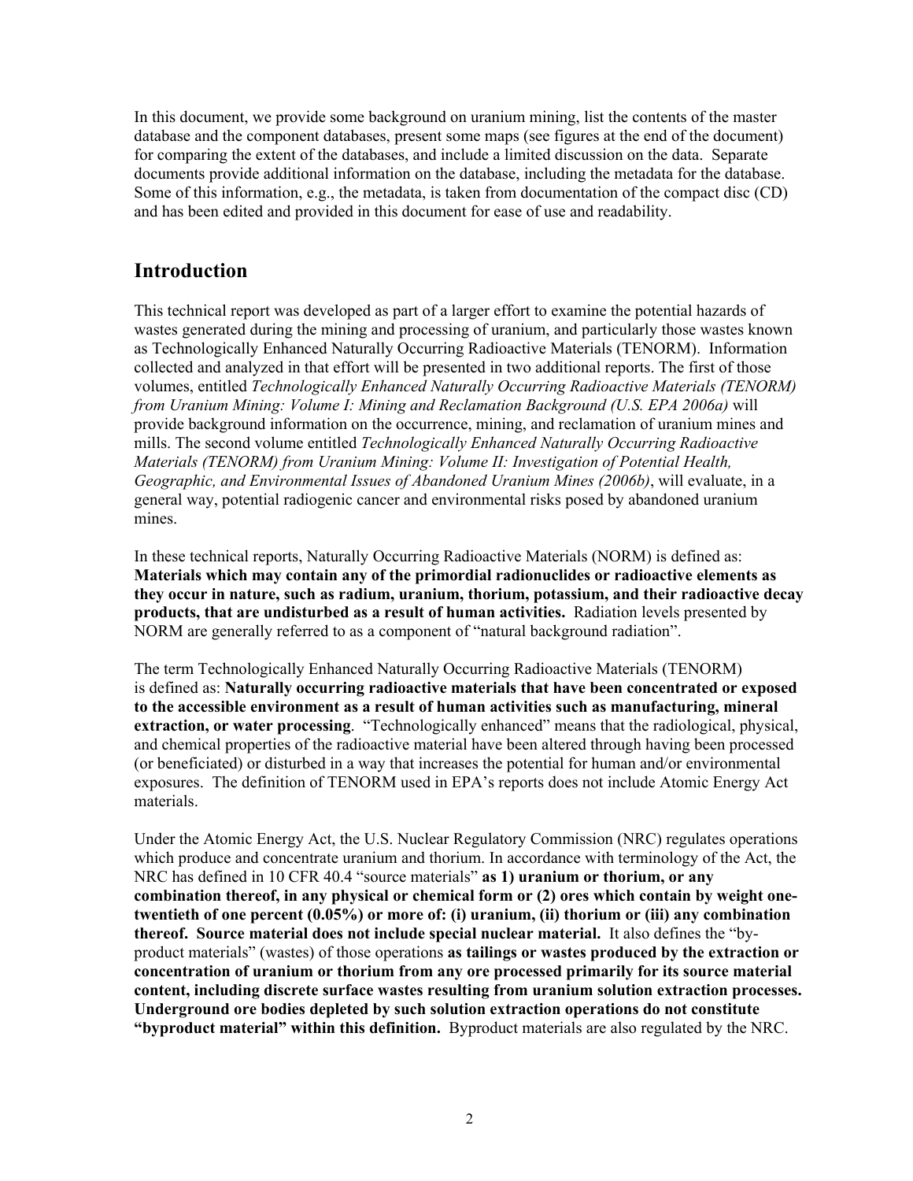In this document, we provide some background on uranium mining, list the contents of the master database and the component databases, present some maps (see figures at the end of the document) for comparing the extent of the databases, and include a limited discussion on the data. Separate documents provide additional information on the database, including the metadata for the database. Some of this information, e.g., the metadata, is taken from documentation of the compact disc (CD) and has been edited and provided in this document for ease of use and readability.

## Introduction

This technical report was developed as part of a larger effort to examine the potential hazards of wastes generated during the mining and processing of uranium, and particularly those wastes known as Technologically Enhanced Naturally Occurring Radioactive Materials (TENORM). Information collected and analyzed in that effort will be presented in two additional reports. The first of those volumes, entitled *Technologically Enhanced Naturally Occurring Radioactive Materials (TENORM) from Uranium Mining: Volume I: Mining and Reclamation Background (U.S. EPA 2006a)* will provide background information on the occurrence, mining, and reclamation of uranium mines and mills. The second volume entitled *Technologically Enhanced Naturally Occurring Radioactive Materials (TENORM) from Uranium Mining: Volume II: Investigation of Potential Health, Geographic, and Environmental Issues of Abandoned Uranium Mines (2006b)*, will evaluate, in a general way, potential radiogenic cancer and environmental risks posed by abandoned uranium mines.

In these technical reports, Naturally Occurring Radioactive Materials (NORM) is defined as: **Materials which may contain any of the primordial radionuclides or radioactive elements as they occur in nature, such as radium, uranium, thorium, potassium, and their radioactive decay products, that are undisturbed as a result of human activities.** Radiation levels presented by NORM are generally referred to as a component of "natural background radiation".

The term Technologically Enhanced Naturally Occurring Radioactive Materials (TENORM) is defined as: **Naturally occurring radioactive materials that have been concentrated or exposed to the accessible environment as a result of human activities such as manufacturing, mineral extraction, or water processing**. "Technologically enhanced" means that the radiological, physical, and chemical properties of the radioactive material have been altered through having been processed (or beneficiated) or disturbed in a way that increases the potential for human and/or environmental exposures. The definition of TENORM used in EPA's reports does not include Atomic Energy Act materials.

Under the Atomic Energy Act, the U.S. Nuclear Regulatory Commission (NRC) regulates operations which produce and concentrate uranium and thorium. In accordance with terminology of the Act, the NRC has defined in 10 CFR 40.4 "source materials" **as 1) uranium or thorium, or any combination thereof, in any physical or chemical form or (2) ores which contain by weight one-twentieth of one percent (0.05%) or more of: (i) uranium, (ii) thorium or (iii) any combination thereof. Source material does not include special nuclear material.** It also defines the "by-product materials" (wastes) of those operations **as tailings or wastes produced by the extraction or concentration of uranium or thorium from any ore processed primarily for its source material content, including discrete surface wastes resulting from uranium solution extraction processes. Underground ore bodies depleted by such solution extraction operations do not constitute "byproduct material" within this definition.** Byproduct materials are also regulated by the NRC.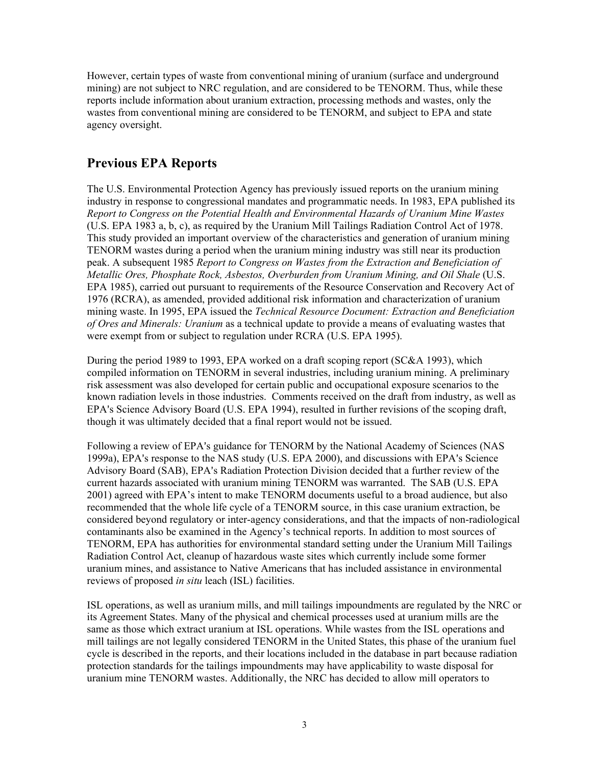However, certain types of waste from conventional mining of uranium (surface and underground mining) are not subject to NRC regulation, and are considered to be TENORM. Thus, while these reports include information about uranium extraction, processing methods and wastes, only the wastes from conventional mining are considered to be TENORM, and subject to EPA and state agency oversight.

## Previous EPA Reports

The U.S. Environmental Protection Agency has previously issued reports on the uranium mining industry in response to congressional mandates and programmatic needs. In 1983, EPA published its *Report to Congress on the Potential Health and Environmental Hazards of Uranium Mine Wastes* (U.S. EPA 1983 a, b, c), as required by the Uranium Mill Tailings Radiation Control Act of 1978. This study provided an important overview of the characteristics and generation of uranium mining TENORM wastes during a period when the uranium mining industry was still near its production peak. A subsequent 1985 *Report to Congress on Wastes from the Extraction and Beneficiation of Metallic Ores, Phosphate Rock, Asbestos, Overburden from Uranium Mining, and Oil Shale* (U.S. EPA 1985), carried out pursuant to requirements of the Resource Conservation and Recovery Act of 1976 (RCRA), as amended, provided additional risk information and characterization of uranium mining waste. In 1995, EPA issued the *Technical Resource Document: Extraction and Beneficiation of Ores and Minerals: Uranium* as a technical update to provide a means of evaluating wastes that were exempt from or subject to regulation under RCRA (U.S. EPA 1995).

During the period 1989 to 1993, EPA worked on a draft scoping report (SC&A 1993), which compiled information on TENORM in several industries, including uranium mining. A preliminary risk assessment was also developed for certain public and occupational exposure scenarios to the known radiation levels in those industries. Comments received on the draft from industry, as well as EPA's Science Advisory Board (U.S. EPA 1994), resulted in further revisions of the scoping draft, though it was ultimately decided that a final report would not be issued.

Following a review of EPA's guidance for TENORM by the National Academy of Sciences (NAS 1999a), EPA's response to the NAS study (U.S. EPA 2000), and discussions with EPA's Science Advisory Board (SAB), EPA's Radiation Protection Division decided that a further review of the current hazards associated with uranium mining TENORM was warranted. The SAB (U.S. EPA 2001) agreed with EPA's intent to make TENORM documents useful to a broad audience, but also recommended that the whole life cycle of a TENORM source, in this case uranium extraction, be considered beyond regulatory or inter-agency considerations, and that the impacts of non-radiological contaminants also be examined in the Agency's technical reports. In addition to most sources of TENORM, EPA has authorities for environmental standard setting under the Uranium Mill Tailings Radiation Control Act, cleanup of hazardous waste sites which currently include some former uranium mines, and assistance to Native Americans that has included assistance in environmental reviews of proposed *in situ* leach (ISL) facilities.

ISL operations, as well as uranium mills, and mill tailings impoundments are regulated by the NRC or its Agreement States. Many of the physical and chemical processes used at uranium mills are the same as those which extract uranium at ISL operations. While wastes from the ISL operations and mill tailings are not legally considered TENORM in the United States, this phase of the uranium fuel cycle is described in the reports, and their locations included in the database in part because radiation protection standards for the tailings impoundments may have applicability to waste disposal for uranium mine TENORM wastes. Additionally, the NRC has decided to allow mill operators to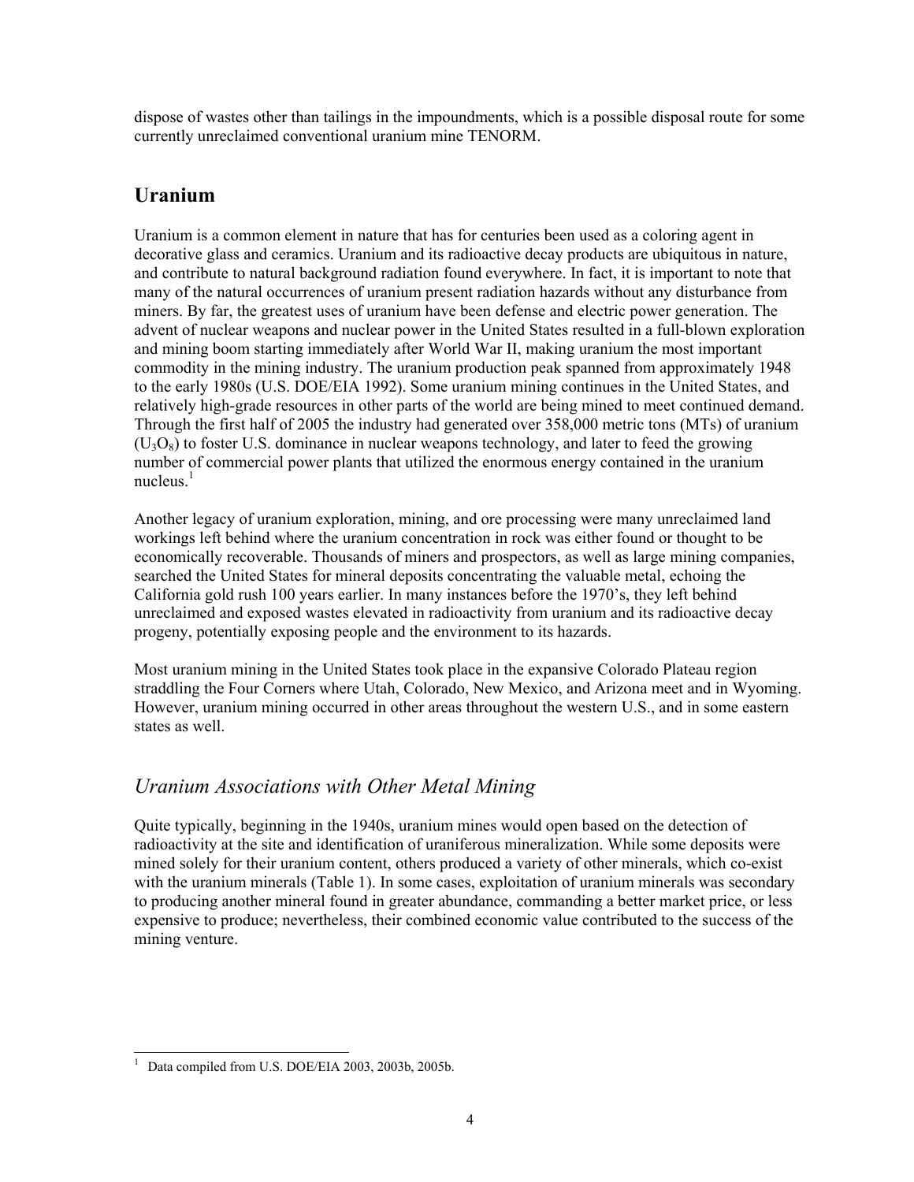dispose of wastes other than tailings in the impoundments, which is a possible disposal route for some currently unreclaimed conventional uranium mine TENORM.

## Uranium

Uranium is a common element in nature that has for centuries been used as a coloring agent in decorative glass and ceramics. Uranium and its radioactive decay products are ubiquitous in nature, and contribute to natural background radiation found everywhere. In fact, it is important to note that many of the natural occurrences of uranium present radiation hazards without any disturbance from miners. By far, the greatest uses of uranium have been defense and electric power generation. The advent of nuclear weapons and nuclear power in the United States resulted in a full-blown exploration and mining boom starting immediately after World War II, making uranium the most important commodity in the mining industry. The uranium production peak spanned from approximately 1948 to the early 1980s (U.S. DOE/EIA 1992). Some uranium mining continues in the United States, and relatively high-grade resources in other parts of the world are being mined to meet continued demand. Through the first half of 2005 the industry had generated over 358,000 metric tons (MTs) of uranium ($U_3O_8$) to foster U.S. dominance in nuclear weapons technology, and later to feed the growing number of commercial power plants that utilized the enormous energy contained in the uranium nucleus.[1]

Another legacy of uranium exploration, mining, and ore processing were many unreclaimed land workings left behind where the uranium concentration in rock was either found or thought to be economically recoverable. Thousands of miners and prospectors, as well as large mining companies, searched the United States for mineral deposits concentrating the valuable metal, echoing the California gold rush 100 years earlier. In many instances before the 1970's, they left behind unreclaimed and exposed wastes elevated in radioactivity from uranium and its radioactive decay progeny, potentially exposing people and the environment to its hazards.

Most uranium mining in the United States took place in the expansive Colorado Plateau region straddling the Four Corners where Utah, Colorado, New Mexico, and Arizona meet and in Wyoming. However, uranium mining occurred in other areas throughout the western U.S., and in some eastern states as well.

### *Uranium Associations with Other Metal Mining*

Quite typically, beginning in the 1940s, uranium mines would open based on the detection of radioactivity at the site and identification of uraniferous mineralization. While some deposits were mined solely for their uranium content, others produced a variety of other minerals, which co-exist with the uranium minerals (Table 1). In some cases, exploitation of uranium minerals was secondary to producing another mineral found in greater abundance, commanding a better market price, or less expensive to produce; nevertheless, their combined economic value contributed to the success of the mining venture.

---

[1] Data compiled from U.S. DOE/EIA 2003, 2003b, 2005b.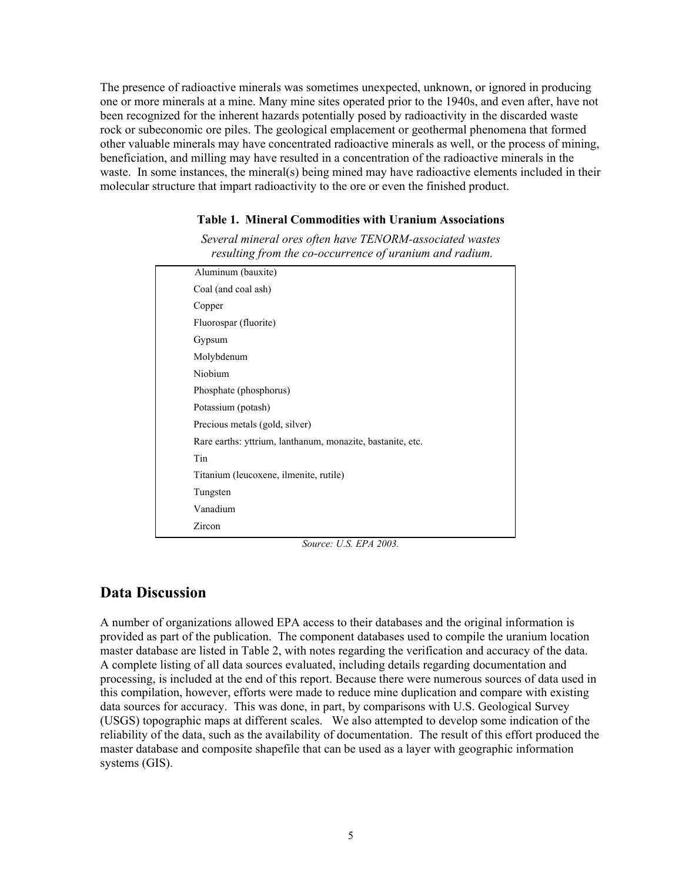The presence of radioactive minerals was sometimes unexpected, unknown, or ignored in producing one or more minerals at a mine. Many mine sites operated prior to the 1940s, and even after, have not been recognized for the inherent hazards potentially posed by radioactivity in the discarded waste rock or subeconomic ore piles. The geological emplacement or geothermal phenomena that formed other valuable minerals may have concentrated radioactive minerals as well, or the process of mining, beneficiation, and milling may have resulted in a concentration of the radioactive minerals in the waste. In some instances, the mineral(s) being mined may have radioactive elements included in their molecular structure that impart radioactivity to the ore or even the finished product.

**Table 1. Mineral Commodities with Uranium Associations**

*Several mineral ores often have TENORM-associated wastes resulting from the co-occurrence of uranium and radium.*

| Mineral Commodities |
|---|
| Aluminum (bauxite) |
| Coal (and coal ash) |
| Copper |
| Fluorospar (fluorite) |
| Gypsum |
| Molybdenum |
| Niobium |
| Phosphate (phosphorus) |
| Potassium (potash) |
| Precious metals (gold, silver) |
| Rare earths: yttrium, lanthanum, monazite, bastanite, etc. |
| Tin |
| Titanium (leucoxene, ilmenite, rutile) |
| Tungsten |
| Vanadium |
| Zircon |

*Source: U.S. EPA 2003.*

## Data Discussion

A number of organizations allowed EPA access to their databases and the original information is provided as part of the publication. The component databases used to compile the uranium location master database are listed in Table 2, with notes regarding the verification and accuracy of the data. A complete listing of all data sources evaluated, including details regarding documentation and processing, is included at the end of this report. Because there were numerous sources of data used in this compilation, however, efforts were made to reduce mine duplication and compare with existing data sources for accuracy. This was done, in part, by comparisons with U.S. Geological Survey (USGS) topographic maps at different scales. We also attempted to develop some indication of the reliability of the data, such as the availability of documentation. The result of this effort produced the master database and composite shapefile that can be used as a layer with geographic information systems (GIS).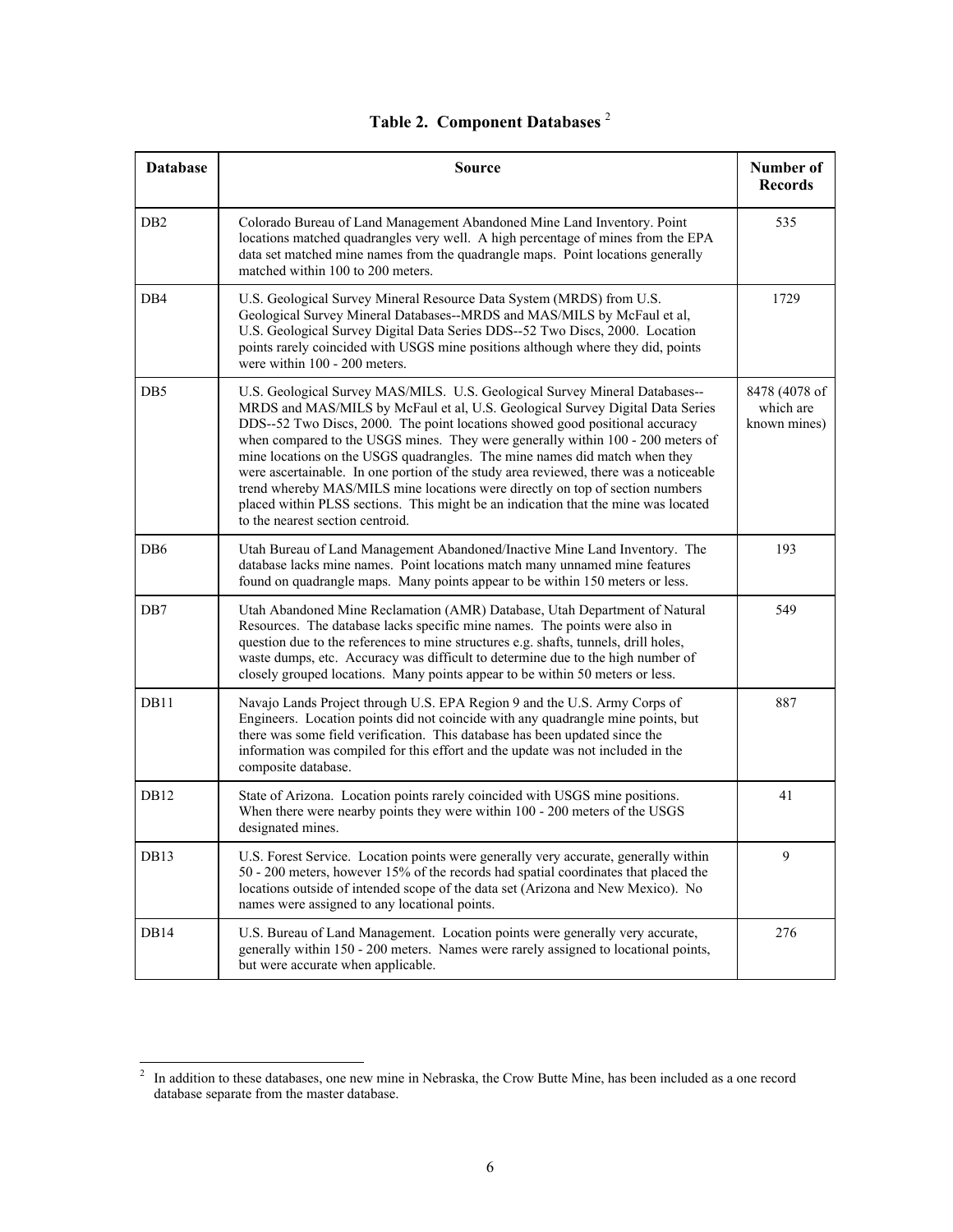# Table 2. Component Databases [2]

| Database | Source | Number of Records |
|---|---|---|
| DB2 | Colorado Bureau of Land Management Abandoned Mine Land Inventory. Point locations matched quadrangles very well. A high percentage of mines from the EPA data set matched mine names from the quadrangle maps. Point locations generally matched within 100 to 200 meters. | 535 |
| DB4 | U.S. Geological Survey Mineral Resource Data System (MRDS) from U.S. Geological Survey Mineral Databases--MRDS and MAS/MILS by McFaul et al, U.S. Geological Survey Digital Data Series DDS--52 Two Discs, 2000. Location points rarely coincided with USGS mine positions although where they did, points were within 100 - 200 meters. | 1729 |
| DB5 | U.S. Geological Survey MAS/MILS. U.S. Geological Survey Mineral Databases--MRDS and MAS/MILS by McFaul et al, U.S. Geological Survey Digital Data Series DDS--52 Two Discs, 2000. The point locations showed good positional accuracy when compared to the USGS mines. They were generally within 100 - 200 meters of mine locations on the USGS quadrangles. The mine names did match when they were ascertainable. In one portion of the study area reviewed, there was a noticeable trend whereby MAS/MILS mine locations were directly on top of section numbers placed within PLSS sections. This might be an indication that the mine was located to the nearest section centroid. | 8478 (4078 of which are known mines) |
| DB6 | Utah Bureau of Land Management Abandoned/Inactive Mine Land Inventory. The database lacks mine names. Point locations match many unnamed mine features found on quadrangle maps. Many points appear to be within 150 meters or less. | 193 |
| DB7 | Utah Abandoned Mine Reclamation (AMR) Database, Utah Department of Natural Resources. The database lacks specific mine names. The points were also in question due to the references to mine structures e.g. shafts, tunnels, drill holes, waste dumps, etc. Accuracy was difficult to determine due to the high number of closely grouped locations. Many points appear to be within 50 meters or less. | 549 |
| DB11 | Navajo Lands Project through U.S. EPA Region 9 and the U.S. Army Corps of Engineers. Location points did not coincide with any quadrangle mine points, but there was some field verification. This database has been updated since the information was compiled for this effort and the update was not included in the composite database. | 887 |
| DB12 | State of Arizona. Location points rarely coincided with USGS mine positions. When there were nearby points they were within 100 - 200 meters of the USGS designated mines. | 41 |
| DB13 | U.S. Forest Service. Location points were generally very accurate, generally within 50 - 200 meters, however 15% of the records had spatial coordinates that placed the locations outside of intended scope of the data set (Arizona and New Mexico). No names were assigned to any locational points. | 9 |
| DB14 | U.S. Bureau of Land Management. Location points were generally very accurate, generally within 150 - 200 meters. Names were rarely assigned to locational points, but were accurate when applicable. | 276 |

[2] In addition to these databases, one new mine in Nebraska, the Crow Butte Mine, has been included as a one record database separate from the master database.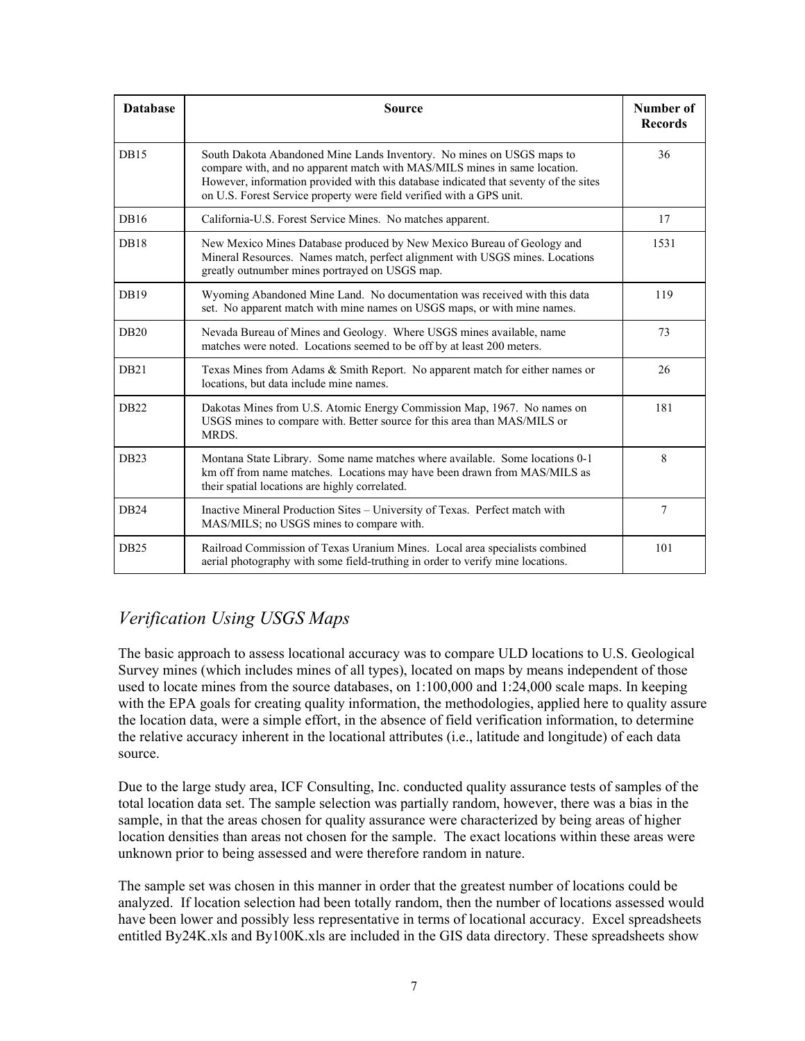| Database | Source | Number of Records |
| --- | --- | --- |
| DB15 | South Dakota Abandoned Mine Lands Inventory. No mines on USGS maps to compare with, and no apparent match with MAS/MILS mines in same location. However, information provided with this database indicated that seventy of the sites on U.S. Forest Service property were field verified with a GPS unit. | 36 |
| DB16 | California-U.S. Forest Service Mines. No matches apparent. | 17 |
| DB18 | New Mexico Mines Database produced by New Mexico Bureau of Geology and Mineral Resources. Names match, perfect alignment with USGS mines. Locations greatly outnumber mines portrayed on USGS map. | 1531 |
| DB19 | Wyoming Abandoned Mine Land. No documentation was received with this data set. No apparent match with mine names on USGS maps, or with mine names. | 119 |
| DB20 | Nevada Bureau of Mines and Geology. Where USGS mines available, name matches were noted. Locations seemed to be off by at least 200 meters. | 73 |
| DB21 | Texas Mines from Adams & Smith Report. No apparent match for either names or locations, but data include mine names. | 26 |
| DB22 | Dakotas Mines from U.S. Atomic Energy Commission Map, 1967. No names on USGS mines to compare with. Better source for this area than MAS/MILS or MRDS. | 181 |
| DB23 | Montana State Library. Some name matches where available. Some locations 0-1 km off from name matches. Locations may have been drawn from MAS/MILS as their spatial locations are highly correlated. | 8 |
| DB24 | Inactive Mineral Production Sites – University of Texas. Perfect match with MAS/MILS; no USGS mines to compare with. | 7 |
| DB25 | Railroad Commission of Texas Uranium Mines. Local area specialists combined aerial photography with some field-truthing in order to verify mine locations. | 101 |

## *Verification Using USGS Maps*

The basic approach to assess locational accuracy was to compare ULD locations to U.S. Geological Survey mines (which includes mines of all types), located on maps by means independent of those used to locate mines from the source databases, on 1:100,000 and 1:24,000 scale maps. In keeping with the EPA goals for creating quality information, the methodologies, applied here to quality assure the location data, were a simple effort, in the absence of field verification information, to determine the relative accuracy inherent in the locational attributes (i.e., latitude and longitude) of each data source.

Due to the large study area, ICF Consulting, Inc. conducted quality assurance tests of samples of the total location data set. The sample selection was partially random, however, there was a bias in the sample, in that the areas chosen for quality assurance were characterized by being areas of higher location densities than areas not chosen for the sample. The exact locations within these areas were unknown prior to being assessed and were therefore random in nature.

The sample set was chosen in this manner in order that the greatest number of locations could be analyzed. If location selection had been totally random, then the number of locations assessed would have been lower and possibly less representative in terms of locational accuracy. Excel spreadsheets entitled By24K.xls and By100K.xls are included in the GIS data directory. These spreadsheets show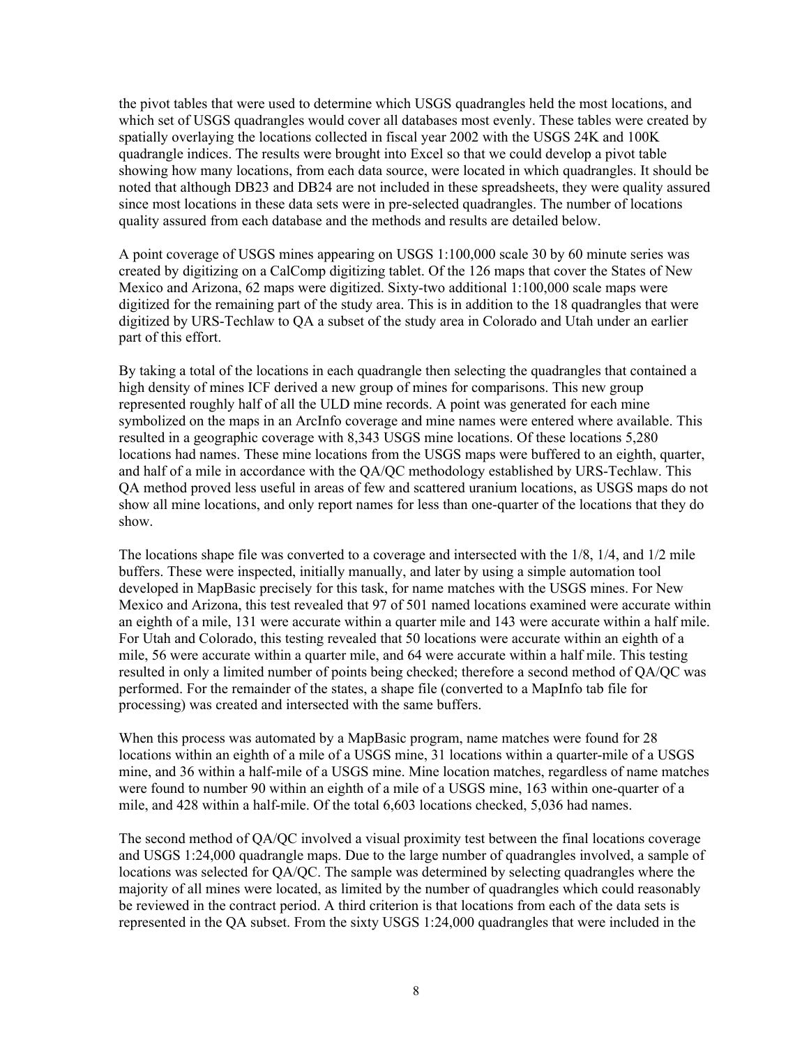the pivot tables that were used to determine which USGS quadrangles held the most locations, and which set of USGS quadrangles would cover all databases most evenly. These tables were created by spatially overlaying the locations collected in fiscal year 2002 with the USGS 24K and 100K quadrangle indices. The results were brought into Excel so that we could develop a pivot table showing how many locations, from each data source, were located in which quadrangles. It should be noted that although DB23 and DB24 are not included in these spreadsheets, they were quality assured since most locations in these data sets were in pre-selected quadrangles. The number of locations quality assured from each database and the methods and results are detailed below.

A point coverage of USGS mines appearing on USGS 1:100,000 scale 30 by 60 minute series was created by digitizing on a CalComp digitizing tablet. Of the 126 maps that cover the States of New Mexico and Arizona, 62 maps were digitized. Sixty-two additional 1:100,000 scale maps were digitized for the remaining part of the study area. This is in addition to the 18 quadrangles that were digitized by URS-Techlaw to QA a subset of the study area in Colorado and Utah under an earlier part of this effort.

By taking a total of the locations in each quadrangle then selecting the quadrangles that contained a high density of mines ICF derived a new group of mines for comparisons. This new group represented roughly half of all the ULD mine records. A point was generated for each mine symbolized on the maps in an ArcInfo coverage and mine names were entered where available. This resulted in a geographic coverage with 8,343 USGS mine locations. Of these locations 5,280 locations had names. These mine locations from the USGS maps were buffered to an eighth, quarter, and half of a mile in accordance with the QA/QC methodology established by URS-Techlaw. This QA method proved less useful in areas of few and scattered uranium locations, as USGS maps do not show all mine locations, and only report names for less than one-quarter of the locations that they do show.

The locations shape file was converted to a coverage and intersected with the 1/8, 1/4, and 1/2 mile buffers. These were inspected, initially manually, and later by using a simple automation tool developed in MapBasic precisely for this task, for name matches with the USGS mines. For New Mexico and Arizona, this test revealed that 97 of 501 named locations examined were accurate within an eighth of a mile, 131 were accurate within a quarter mile and 143 were accurate within a half mile. For Utah and Colorado, this testing revealed that 50 locations were accurate within an eighth of a mile, 56 were accurate within a quarter mile, and 64 were accurate within a half mile. This testing resulted in only a limited number of points being checked; therefore a second method of QA/QC was performed. For the remainder of the states, a shape file (converted to a MapInfo tab file for processing) was created and intersected with the same buffers.

When this process was automated by a MapBasic program, name matches were found for 28 locations within an eighth of a mile of a USGS mine, 31 locations within a quarter-mile of a USGS mine, and 36 within a half-mile of a USGS mine. Mine location matches, regardless of name matches were found to number 90 within an eighth of a mile of a USGS mine, 163 within one-quarter of a mile, and 428 within a half-mile. Of the total 6,603 locations checked, 5,036 had names.

The second method of QA/QC involved a visual proximity test between the final locations coverage and USGS 1:24,000 quadrangle maps. Due to the large number of quadrangles involved, a sample of locations was selected for QA/QC. The sample was determined by selecting quadrangles where the majority of all mines were located, as limited by the number of quadrangles which could reasonably be reviewed in the contract period. A third criterion is that locations from each of the data sets is represented in the QA subset. From the sixty USGS 1:24,000 quadrangles that were included in the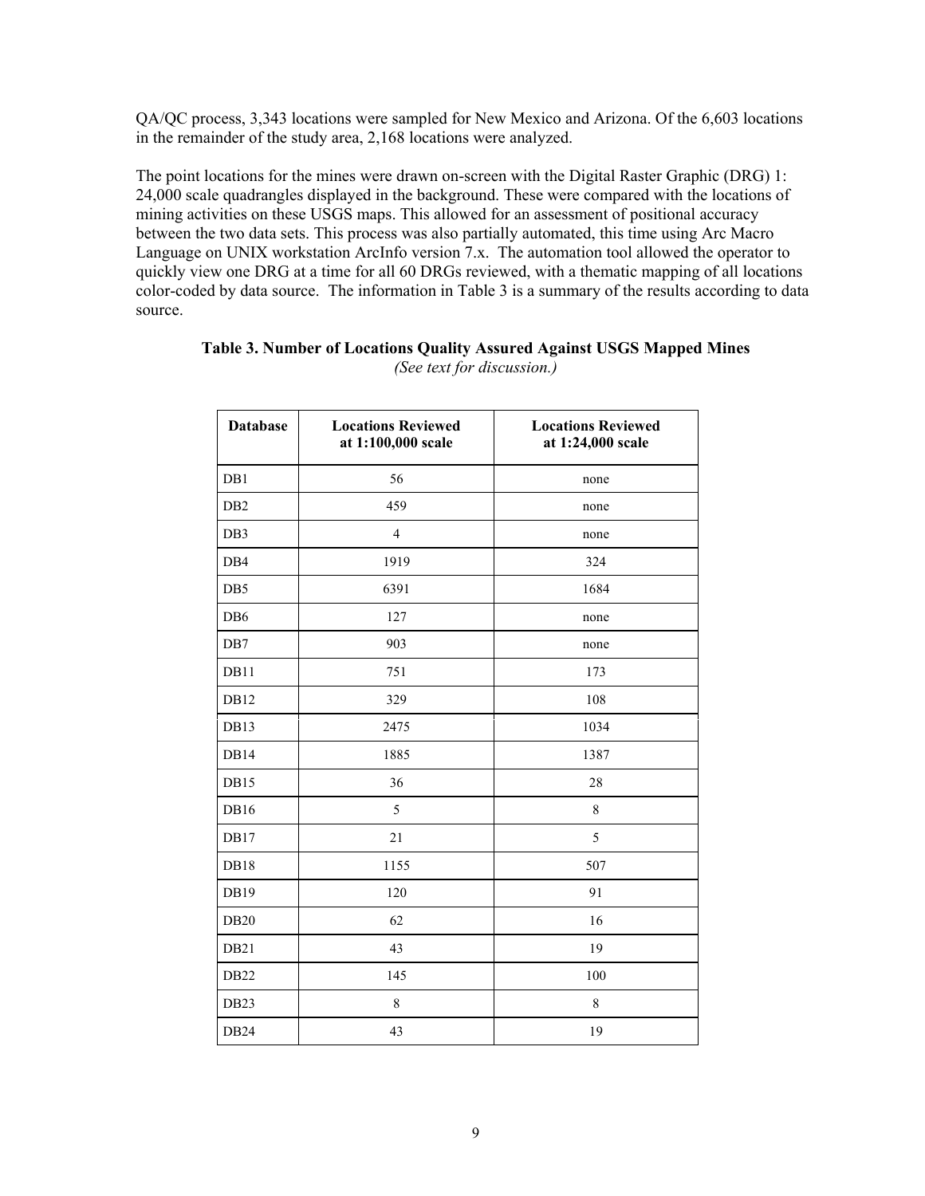QA/QC process, 3,343 locations were sampled for New Mexico and Arizona. Of the 6,603 locations in the remainder of the study area, 2,168 locations were analyzed.

The point locations for the mines were drawn on-screen with the Digital Raster Graphic (DRG) 1: 24,000 scale quadrangles displayed in the background. These were compared with the locations of mining activities on these USGS maps. This allowed for an assessment of positional accuracy between the two data sets. This process was also partially automated, this time using Arc Macro Language on UNIX workstation ArcInfo version 7.x. The automation tool allowed the operator to quickly view one DRG at a time for all 60 DRGs reviewed, with a thematic mapping of all locations color-coded by data source. The information in Table 3 is a summary of the results according to data source.

**Table 3. Number of Locations Quality Assured Against USGS Mapped Mines**
*(See text for discussion.)*

| Database | Locations Reviewed at 1:100,000 scale | Locations Reviewed at 1:24,000 scale |
|---|---|---|
| DB1 | 56 | none |
| DB2 | 459 | none |
| DB3 | 4 | none |
| DB4 | 1919 | 324 |
| DB5 | 6391 | 1684 |
| DB6 | 127 | none |
| DB7 | 903 | none |
| DB11 | 751 | 173 |
| DB12 | 329 | 108 |
| DB13 | 2475 | 1034 |
| DB14 | 1885 | 1387 |
| DB15 | 36 | 28 |
| DB16 | 5 | 8 |
| DB17 | 21 | 5 |
| DB18 | 1155 | 507 |
| DB19 | 120 | 91 |
| DB20 | 62 | 16 |
| DB21 | 43 | 19 |
| DB22 | 145 | 100 |
| DB23 | 8 | 8 |
| DB24 | 43 | 19 |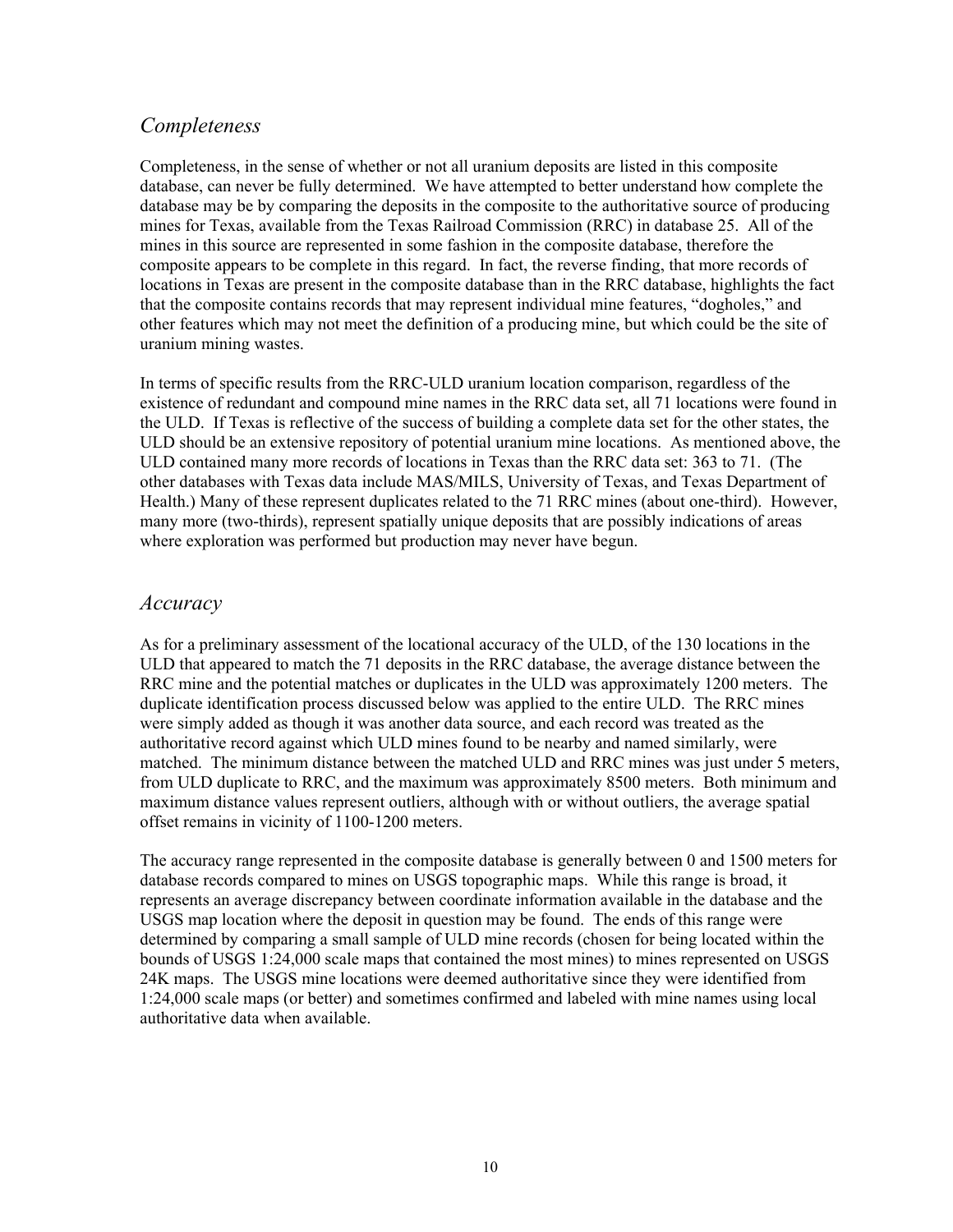## *Completeness*

Completeness, in the sense of whether or not all uranium deposits are listed in this composite database, can never be fully determined. We have attempted to better understand how complete the database may be by comparing the deposits in the composite to the authoritative source of producing mines for Texas, available from the Texas Railroad Commission (RRC) in database 25. All of the mines in this source are represented in some fashion in the composite database, therefore the composite appears to be complete in this regard. In fact, the reverse finding, that more records of locations in Texas are present in the composite database than in the RRC database, highlights the fact that the composite contains records that may represent individual mine features, "dogholes," and other features which may not meet the definition of a producing mine, but which could be the site of uranium mining wastes.

In terms of specific results from the RRC-ULD uranium location comparison, regardless of the existence of redundant and compound mine names in the RRC data set, all 71 locations were found in the ULD. If Texas is reflective of the success of building a complete data set for the other states, the ULD should be an extensive repository of potential uranium mine locations. As mentioned above, the ULD contained many more records of locations in Texas than the RRC data set: 363 to 71. (The other databases with Texas data include MAS/MILS, University of Texas, and Texas Department of Health.) Many of these represent duplicates related to the 71 RRC mines (about one-third). However, many more (two-thirds), represent spatially unique deposits that are possibly indications of areas where exploration was performed but production may never have begun.

## *Accuracy*

As for a preliminary assessment of the locational accuracy of the ULD, of the 130 locations in the ULD that appeared to match the 71 deposits in the RRC database, the average distance between the RRC mine and the potential matches or duplicates in the ULD was approximately 1200 meters. The duplicate identification process discussed below was applied to the entire ULD. The RRC mines were simply added as though it was another data source, and each record was treated as the authoritative record against which ULD mines found to be nearby and named similarly, were matched. The minimum distance between the matched ULD and RRC mines was just under 5 meters, from ULD duplicate to RRC, and the maximum was approximately 8500 meters. Both minimum and maximum distance values represent outliers, although with or without outliers, the average spatial offset remains in vicinity of 1100-1200 meters.

The accuracy range represented in the composite database is generally between 0 and 1500 meters for database records compared to mines on USGS topographic maps. While this range is broad, it represents an average discrepancy between coordinate information available in the database and the USGS map location where the deposit in question may be found. The ends of this range were determined by comparing a small sample of ULD mine records (chosen for being located within the bounds of USGS 1:24,000 scale maps that contained the most mines) to mines represented on USGS 24K maps. The USGS mine locations were deemed authoritative since they were identified from 1:24,000 scale maps (or better) and sometimes confirmed and labeled with mine names using local authoritative data when available.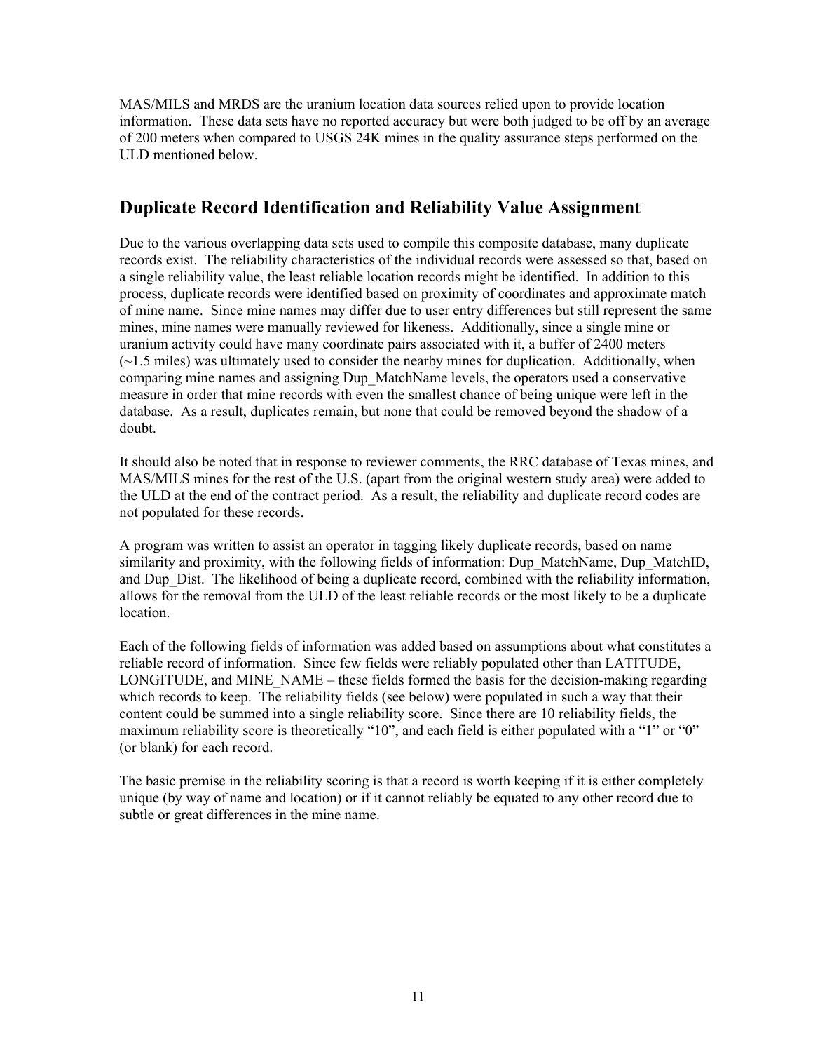MAS/MILS and MRDS are the uranium location data sources relied upon to provide location information. These data sets have no reported accuracy but were both judged to be off by an average of 200 meters when compared to USGS 24K mines in the quality assurance steps performed on the ULD mentioned below.

## Duplicate Record Identification and Reliability Value Assignment

Due to the various overlapping data sets used to compile this composite database, many duplicate records exist. The reliability characteristics of the individual records were assessed so that, based on a single reliability value, the least reliable location records might be identified. In addition to this process, duplicate records were identified based on proximity of coordinates and approximate match of mine name. Since mine names may differ due to user entry differences but still represent the same mines, mine names were manually reviewed for likeness. Additionally, since a single mine or uranium activity could have many coordinate pairs associated with it, a buffer of 2400 meters (~1.5 miles) was ultimately used to consider the nearby mines for duplication. Additionally, when comparing mine names and assigning Dup_MatchName levels, the operators used a conservative measure in order that mine records with even the smallest chance of being unique were left in the database. As a result, duplicates remain, but none that could be removed beyond the shadow of a doubt.

It should also be noted that in response to reviewer comments, the RRC database of Texas mines, and MAS/MILS mines for the rest of the U.S. (apart from the original western study area) were added to the ULD at the end of the contract period. As a result, the reliability and duplicate record codes are not populated for these records.

A program was written to assist an operator in tagging likely duplicate records, based on name similarity and proximity, with the following fields of information: Dup_MatchName, Dup_MatchID, and Dup_Dist. The likelihood of being a duplicate record, combined with the reliability information, allows for the removal from the ULD of the least reliable records or the most likely to be a duplicate location.

Each of the following fields of information was added based on assumptions about what constitutes a reliable record of information. Since few fields were reliably populated other than LATITUDE, LONGITUDE, and MINE_NAME – these fields formed the basis for the decision-making regarding which records to keep. The reliability fields (see below) were populated in such a way that their content could be summed into a single reliability score. Since there are 10 reliability fields, the maximum reliability score is theoretically "10", and each field is either populated with a "1" or "0" (or blank) for each record.

The basic premise in the reliability scoring is that a record is worth keeping if it is either completely unique (by way of name and location) or if it cannot reliably be equated to any other record due to subtle or great differences in the mine name.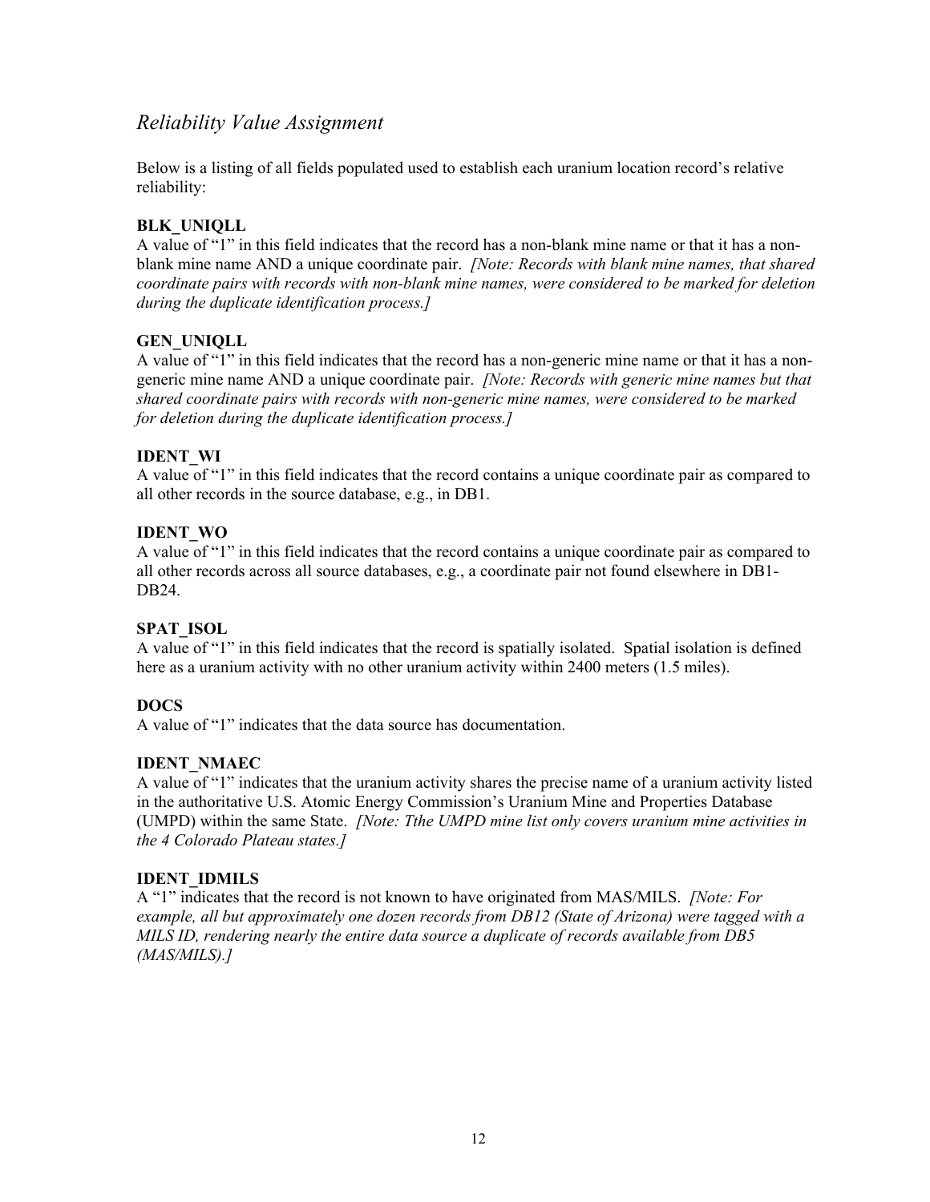## *Reliability Value Assignment*

Below is a listing of all fields populated used to establish each uranium location record's relative reliability:

**BLK_UNIQLL**
A value of "1" in this field indicates that the record has a non-blank mine name or that it has a non-blank mine name AND a unique coordinate pair. *[Note: Records with blank mine names, that shared coordinate pairs with records with non-blank mine names, were considered to be marked for deletion during the duplicate identification process.]*

**GEN_UNIQLL**
A value of "1" in this field indicates that the record has a non-generic mine name or that it has a non-generic mine name AND a unique coordinate pair. *[Note: Records with generic mine names but that shared coordinate pairs with records with non-generic mine names, were considered to be marked for deletion during the duplicate identification process.]*

**IDENT_WI**
A value of "1" in this field indicates that the record contains a unique coordinate pair as compared to all other records in the source database, e.g., in DB1.

**IDENT_WO**
A value of "1" in this field indicates that the record contains a unique coordinate pair as compared to all other records across all source databases, e.g., a coordinate pair not found elsewhere in DB1-DB24.

**SPAT_ISOL**
A value of "1" in this field indicates that the record is spatially isolated. Spatial isolation is defined here as a uranium activity with no other uranium activity within 2400 meters (1.5 miles).

**DOCS**
A value of "1" indicates that the data source has documentation.

**IDENT_NMAEC**
A value of "1" indicates that the uranium activity shares the precise name of a uranium activity listed in the authoritative U.S. Atomic Energy Commission's Uranium Mine and Properties Database (UMPD) within the same State. *[Note: Tthe UMPD mine list only covers uranium mine activities in the 4 Colorado Plateau states.]*

**IDENT_IDMILS**
A "1" indicates that the record is not known to have originated from MAS/MILS. *[Note: For example, all but approximately one dozen records from DB12 (State of Arizona) were tagged with a MILS ID, rendering nearly the entire data source a duplicate of records available from DB5 (MAS/MILS).]*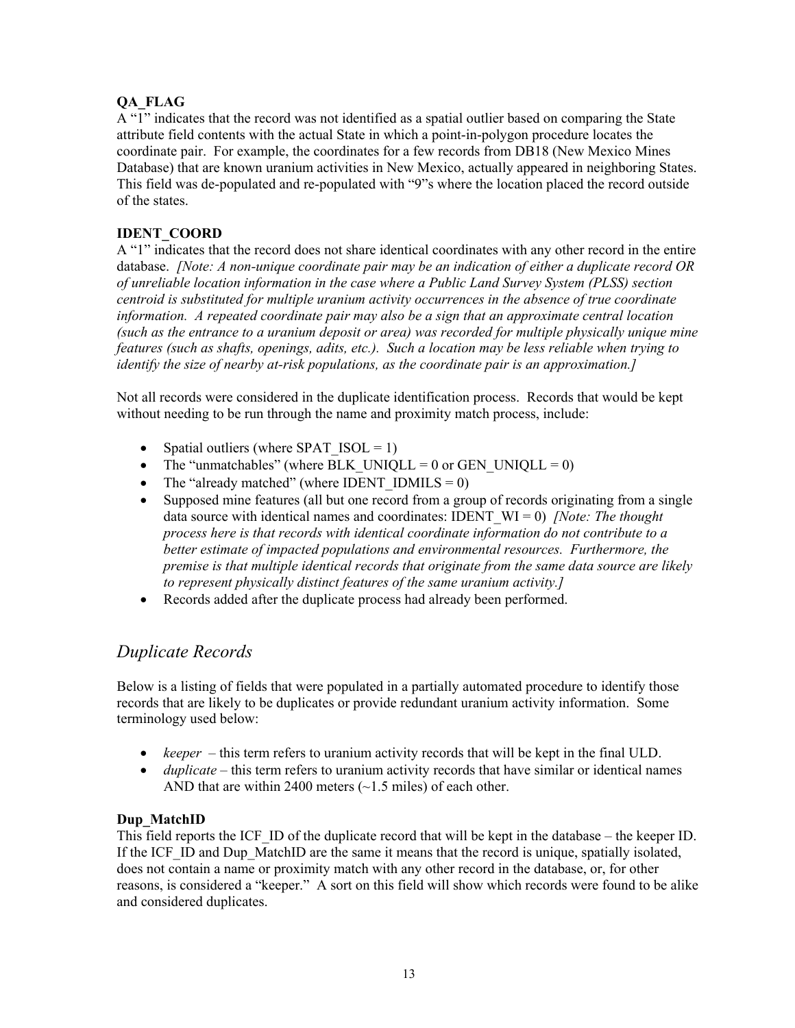**QA_FLAG**

A "1" indicates that the record was not identified as a spatial outlier based on comparing the State attribute field contents with the actual State in which a point-in-polygon procedure locates the coordinate pair. For example, the coordinates for a few records from DB18 (New Mexico Mines Database) that are known uranium activities in New Mexico, actually appeared in neighboring States. This field was de-populated and re-populated with "9"s where the location placed the record outside of the states.

**IDENT_COORD**

A "1" indicates that the record does not share identical coordinates with any other record in the entire database. *[Note: A non-unique coordinate pair may be an indication of either a duplicate record OR of unreliable location information in the case where a Public Land Survey System (PLSS) section centroid is substituted for multiple uranium activity occurrences in the absence of true coordinate information. A repeated coordinate pair may also be a sign that an approximate central location (such as the entrance to a uranium deposit or area) was recorded for multiple physically unique mine features (such as shafts, openings, adits, etc.). Such a location may be less reliable when trying to identify the size of nearby at-risk populations, as the coordinate pair is an approximation.]*

Not all records were considered in the duplicate identification process. Records that would be kept without needing to be run through the name and proximity match process, include:

- Spatial outliers (where SPAT_ISOL = 1)
- The "unmatchables" (where BLK_UNIQLL = 0 or GEN_UNIQLL = 0)
- The "already matched" (where IDENT_IDMILS = 0)
- Supposed mine features (all but one record from a group of records originating from a single data source with identical names and coordinates: IDENT_WI = 0) *[Note: The thought process here is that records with identical coordinate information do not contribute to a better estimate of impacted populations and environmental resources. Furthermore, the premise is that multiple identical records that originate from the same data source are likely to represent physically distinct features of the same uranium activity.]*
- Records added after the duplicate process had already been performed.

## *Duplicate Records*

Below is a listing of fields that were populated in a partially automated procedure to identify those records that are likely to be duplicates or provide redundant uranium activity information. Some terminology used below:

- *keeper* – this term refers to uranium activity records that will be kept in the final ULD.
- *duplicate* – this term refers to uranium activity records that have similar or identical names AND that are within 2400 meters (~1.5 miles) of each other.

**Dup_MatchID**

This field reports the ICF_ID of the duplicate record that will be kept in the database – the keeper ID. If the ICF_ID and Dup_MatchID are the same it means that the record is unique, spatially isolated, does not contain a name or proximity match with any other record in the database, or, for other reasons, is considered a "keeper." A sort on this field will show which records were found to be alike and considered duplicates.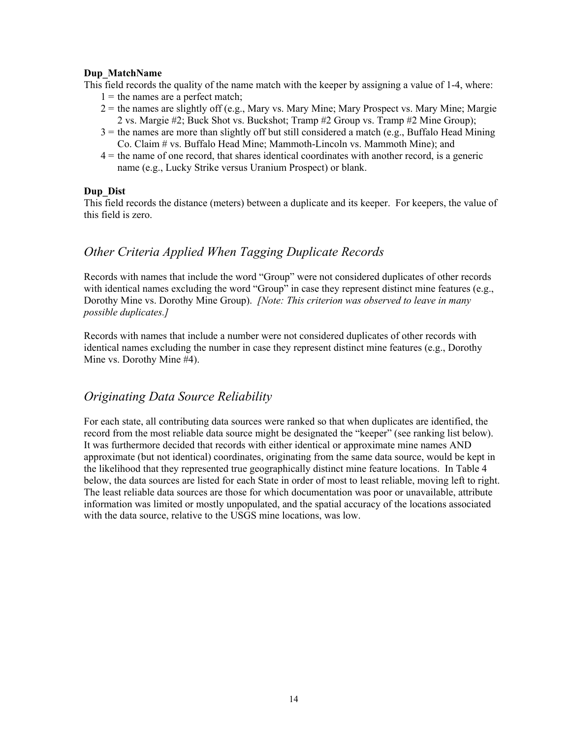**Dup_MatchName**

This field records the quality of the name match with the keeper by assigning a value of 1-4, where:

1 = the names are a perfect match;

2 = the names are slightly off (e.g., Mary vs. Mary Mine; Mary Prospect vs. Mary Mine; Margie 2 vs. Margie #2; Buck Shot vs. Buckshot; Tramp #2 Group vs. Tramp #2 Mine Group);

3 = the names are more than slightly off but still considered a match (e.g., Buffalo Head Mining Co. Claim # vs. Buffalo Head Mine; Mammoth-Lincoln vs. Mammoth Mine); and

4 = the name of one record, that shares identical coordinates with another record, is a generic name (e.g., Lucky Strike versus Uranium Prospect) or blank.

**Dup_Dist**

This field records the distance (meters) between a duplicate and its keeper. For keepers, the value of this field is zero.

## *Other Criteria Applied When Tagging Duplicate Records*

Records with names that include the word "Group" were not considered duplicates of other records with identical names excluding the word "Group" in case they represent distinct mine features (e.g., Dorothy Mine vs. Dorothy Mine Group). *[Note: This criterion was observed to leave in many possible duplicates.]*

Records with names that include a number were not considered duplicates of other records with identical names excluding the number in case they represent distinct mine features (e.g., Dorothy Mine vs. Dorothy Mine #4).

## *Originating Data Source Reliability*

For each state, all contributing data sources were ranked so that when duplicates are identified, the record from the most reliable data source might be designated the "keeper" (see ranking list below). It was furthermore decided that records with either identical or approximate mine names AND approximate (but not identical) coordinates, originating from the same data source, would be kept in the likelihood that they represented true geographically distinct mine feature locations. In Table 4 below, the data sources are listed for each State in order of most to least reliable, moving left to right. The least reliable data sources are those for which documentation was poor or unavailable, attribute information was limited or mostly unpopulated, and the spatial accuracy of the locations associated with the data source, relative to the USGS mine locations, was low.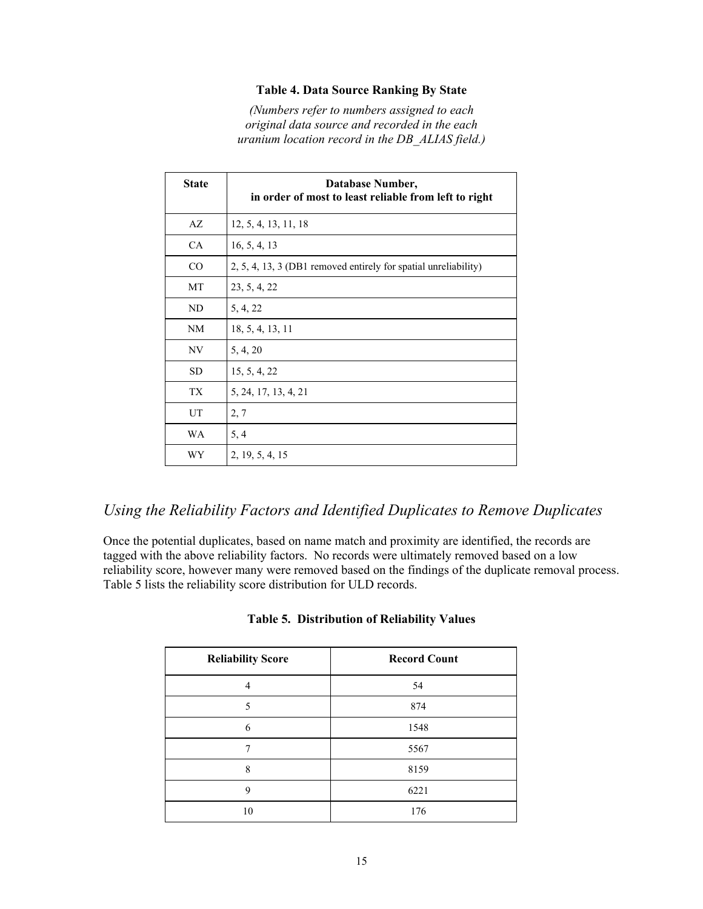**Table 4. Data Source Ranking By State**

*(Numbers refer to numbers assigned to each original data source and recorded in the each uranium location record in the DB_ALIAS field.)*

| State | Database Number, in order of most to least reliable from left to right |
|---|---|
| AZ | 12, 5, 4, 13, 11, 18 |
| CA | 16, 5, 4, 13 |
| CO | 2, 5, 4, 13, 3 (DB1 removed entirely for spatial unreliability) |
| MT | 23, 5, 4, 22 |
| ND | 5, 4, 22 |
| NM | 18, 5, 4, 13, 11 |
| NV | 5, 4, 20 |
| SD | 15, 5, 4, 22 |
| TX | 5, 24, 17, 13, 4, 21 |
| UT | 2, 7 |
| WA | 5, 4 |
| WY | 2, 19, 5, 4, 15 |

## *Using the Reliability Factors and Identified Duplicates to Remove Duplicates*

Once the potential duplicates, based on name match and proximity are identified, the records are tagged with the above reliability factors. No records were ultimately removed based on a low reliability score, however many were removed based on the findings of the duplicate removal process. Table 5 lists the reliability score distribution for ULD records.

**Table 5. Distribution of Reliability Values**

| Reliability Score | Record Count |
|---|---|
| 4 | 54 |
| 5 | 874 |
| 6 | 1548 |
| 7 | 5567 |
| 8 | 8159 |
| 9 | 6221 |
| 10 | 176 |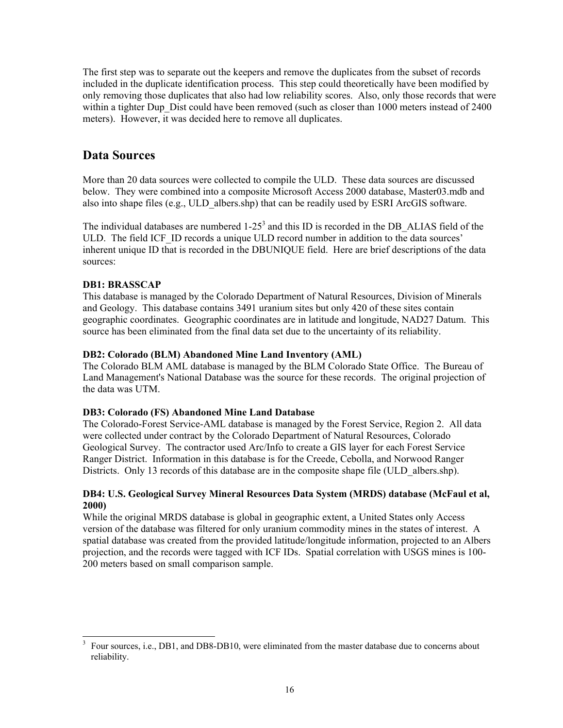The first step was to separate out the keepers and remove the duplicates from the subset of records included in the duplicate identification process. This step could theoretically have been modified by only removing those duplicates that also had low reliability scores. Also, only those records that were within a tighter Dup_Dist could have been removed (such as closer than 1000 meters instead of 2400 meters). However, it was decided here to remove all duplicates.

## Data Sources

More than 20 data sources were collected to compile the ULD. These data sources are discussed below. They were combined into a composite Microsoft Access 2000 database, Master03.mdb and also into shape files (e.g., ULD_albers.shp) that can be readily used by ESRI ArcGIS software.

The individual databases are numbered 1-25[3] and this ID is recorded in the DB_ALIAS field of the ULD. The field ICF_ID records a unique ULD record number in addition to the data sources' inherent unique ID that is recorded in the DBUNIQUE field. Here are brief descriptions of the data sources:

**DB1: BRASSCAP**
This database is managed by the Colorado Department of Natural Resources, Division of Minerals and Geology. This database contains 3491 uranium sites but only 420 of these sites contain geographic coordinates. Geographic coordinates are in latitude and longitude, NAD27 Datum. This source has been eliminated from the final data set due to the uncertainty of its reliability.

**DB2: Colorado (BLM) Abandoned Mine Land Inventory (AML)**
The Colorado BLM AML database is managed by the BLM Colorado State Office. The Bureau of Land Management's National Database was the source for these records. The original projection of the data was UTM.

**DB3: Colorado (FS) Abandoned Mine Land Database**
The Colorado-Forest Service-AML database is managed by the Forest Service, Region 2. All data were collected under contract by the Colorado Department of Natural Resources, Colorado Geological Survey. The contractor used Arc/Info to create a GIS layer for each Forest Service Ranger District. Information in this database is for the Creede, Cebolla, and Norwood Ranger Districts. Only 13 records of this database are in the composite shape file (ULD_albers.shp).

**DB4: U.S. Geological Survey Mineral Resources Data System (MRDS) database (McFaul et al, 2000)**
While the original MRDS database is global in geographic extent, a United States only Access version of the database was filtered for only uranium commodity mines in the states of interest. A spatial database was created from the provided latitude/longitude information, projected to an Albers projection, and the records were tagged with ICF IDs. Spatial correlation with USGS mines is 100-200 meters based on small comparison sample.

---

[3] Four sources, i.e., DB1, and DB8-DB10, were eliminated from the master database due to concerns about reliability.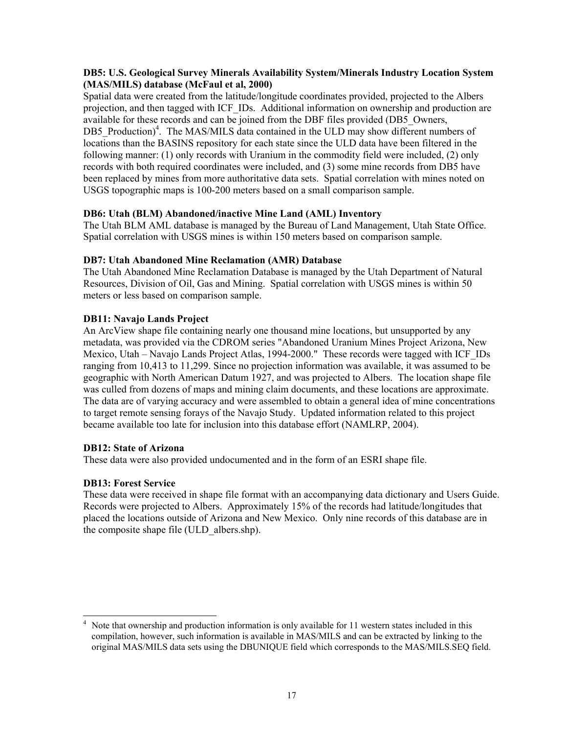**DB5: U.S. Geological Survey Minerals Availability System/Minerals Industry Location System (MAS/MILS) database (McFaul et al, 2000)**

Spatial data were created from the latitude/longitude coordinates provided, projected to the Albers projection, and then tagged with ICF_IDs. Additional information on ownership and production are available for these records and can be joined from the DBF files provided (DB5_Owners, DB5_Production)[4]. The MAS/MILS data contained in the ULD may show different numbers of locations than the BASINS repository for each state since the ULD data have been filtered in the following manner: (1) only records with Uranium in the commodity field were included, (2) only records with both required coordinates were included, and (3) some mine records from DB5 have been replaced by mines from more authoritative data sets. Spatial correlation with mines noted on USGS topographic maps is 100-200 meters based on a small comparison sample.

**DB6: Utah (BLM) Abandoned/inactive Mine Land (AML) Inventory**

The Utah BLM AML database is managed by the Bureau of Land Management, Utah State Office. Spatial correlation with USGS mines is within 150 meters based on comparison sample.

**DB7: Utah Abandoned Mine Reclamation (AMR) Database**

The Utah Abandoned Mine Reclamation Database is managed by the Utah Department of Natural Resources, Division of Oil, Gas and Mining. Spatial correlation with USGS mines is within 50 meters or less based on comparison sample.

**DB11: Navajo Lands Project**

An ArcView shape file containing nearly one thousand mine locations, but unsupported by any metadata, was provided via the CDROM series "Abandoned Uranium Mines Project Arizona, New Mexico, Utah – Navajo Lands Project Atlas, 1994-2000." These records were tagged with ICF_IDs ranging from 10,413 to 11,299. Since no projection information was available, it was assumed to be geographic with North American Datum 1927, and was projected to Albers. The location shape file was culled from dozens of maps and mining claim documents, and these locations are approximate. The data are of varying accuracy and were assembled to obtain a general idea of mine concentrations to target remote sensing forays of the Navajo Study. Updated information related to this project became available too late for inclusion into this database effort (NAMLRP, 2004).

**DB12: State of Arizona**

These data were also provided undocumented and in the form of an ESRI shape file.

**DB13: Forest Service**

These data were received in shape file format with an accompanying data dictionary and Users Guide. Records were projected to Albers. Approximately 15% of the records had latitude/longitudes that placed the locations outside of Arizona and New Mexico. Only nine records of this database are in the composite shape file (ULD_albers.shp).

---

[4] Note that ownership and production information is only available for 11 western states included in this compilation, however, such information is available in MAS/MILS and can be extracted by linking to the original MAS/MILS data sets using the DBUNIQUE field which corresponds to the MAS/MILS.SEQ field.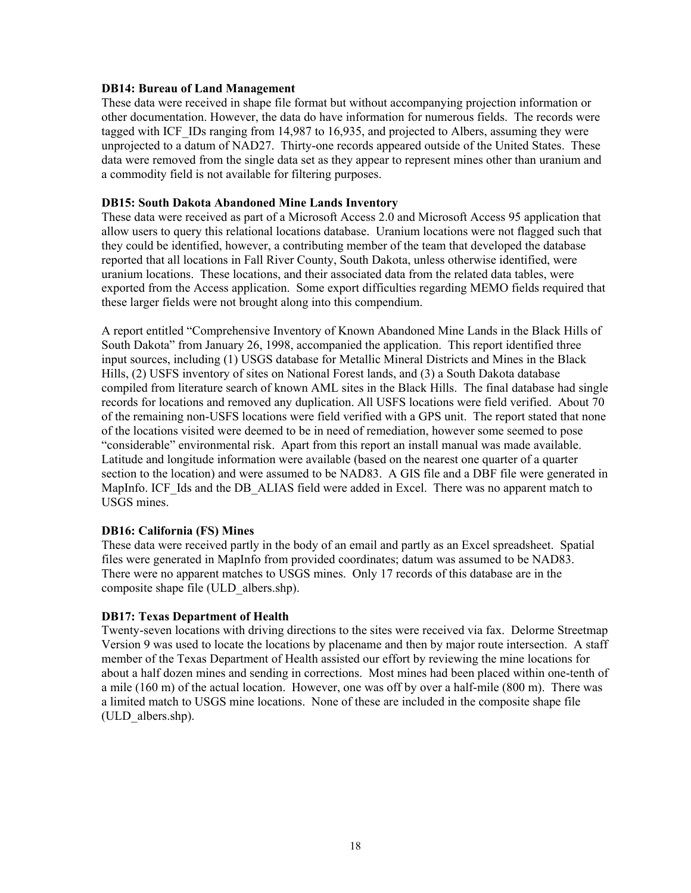**DB14: Bureau of Land Management**

These data were received in shape file format but without accompanying projection information or other documentation. However, the data do have information for numerous fields. The records were tagged with ICF_IDs ranging from 14,987 to 16,935, and projected to Albers, assuming they were unprojected to a datum of NAD27. Thirty-one records appeared outside of the United States. These data were removed from the single data set as they appear to represent mines other than uranium and a commodity field is not available for filtering purposes.

**DB15: South Dakota Abandoned Mine Lands Inventory**

These data were received as part of a Microsoft Access 2.0 and Microsoft Access 95 application that allow users to query this relational locations database. Uranium locations were not flagged such that they could be identified, however, a contributing member of the team that developed the database reported that all locations in Fall River County, South Dakota, unless otherwise identified, were uranium locations. These locations, and their associated data from the related data tables, were exported from the Access application. Some export difficulties regarding MEMO fields required that these larger fields were not brought along into this compendium.

A report entitled "Comprehensive Inventory of Known Abandoned Mine Lands in the Black Hills of South Dakota" from January 26, 1998, accompanied the application. This report identified three input sources, including (1) USGS database for Metallic Mineral Districts and Mines in the Black Hills, (2) USFS inventory of sites on National Forest lands, and (3) a South Dakota database compiled from literature search of known AML sites in the Black Hills. The final database had single records for locations and removed any duplication. All USFS locations were field verified. About 70 of the remaining non-USFS locations were field verified with a GPS unit. The report stated that none of the locations visited were deemed to be in need of remediation, however some seemed to pose "considerable" environmental risk. Apart from this report an install manual was made available. Latitude and longitude information were available (based on the nearest one quarter of a quarter section to the location) and were assumed to be NAD83. A GIS file and a DBF file were generated in MapInfo. ICF_Ids and the DB_ALIAS field were added in Excel. There was no apparent match to USGS mines.

**DB16: California (FS) Mines**

These data were received partly in the body of an email and partly as an Excel spreadsheet. Spatial files were generated in MapInfo from provided coordinates; datum was assumed to be NAD83. There were no apparent matches to USGS mines. Only 17 records of this database are in the composite shape file (ULD_albers.shp).

**DB17: Texas Department of Health**

Twenty-seven locations with driving directions to the sites were received via fax. Delorme Streetmap Version 9 was used to locate the locations by placename and then by major route intersection. A staff member of the Texas Department of Health assisted our effort by reviewing the mine locations for about a half dozen mines and sending in corrections. Most mines had been placed within one-tenth of a mile (160 m) of the actual location. However, one was off by over a half-mile (800 m). There was a limited match to USGS mine locations. None of these are included in the composite shape file (ULD_albers.shp).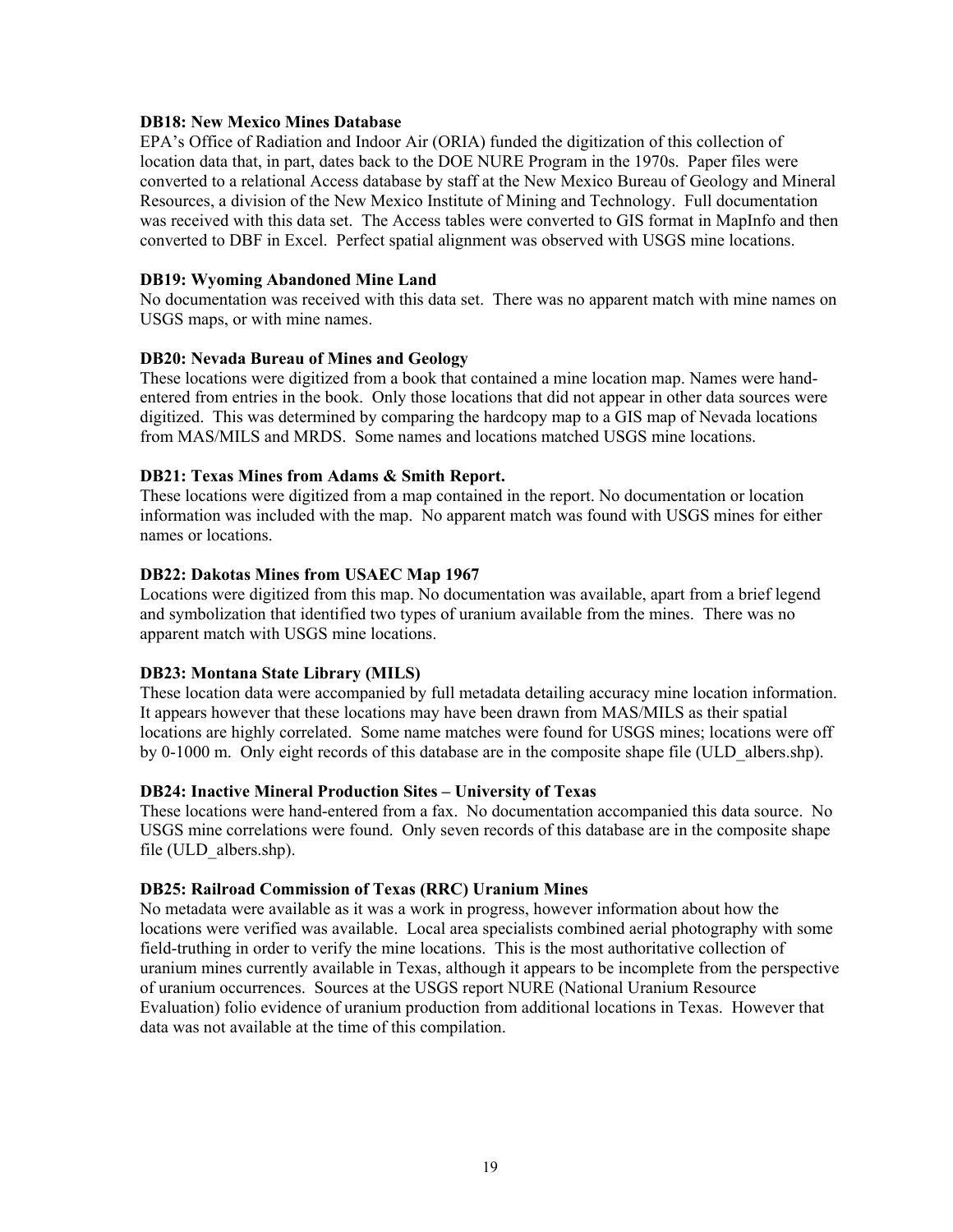**DB18: New Mexico Mines Database**

EPA's Office of Radiation and Indoor Air (ORIA) funded the digitization of this collection of location data that, in part, dates back to the DOE NURE Program in the 1970s. Paper files were converted to a relational Access database by staff at the New Mexico Bureau of Geology and Mineral Resources, a division of the New Mexico Institute of Mining and Technology. Full documentation was received with this data set. The Access tables were converted to GIS format in MapInfo and then converted to DBF in Excel. Perfect spatial alignment was observed with USGS mine locations.

**DB19: Wyoming Abandoned Mine Land**

No documentation was received with this data set. There was no apparent match with mine names on USGS maps, or with mine names.

**DB20: Nevada Bureau of Mines and Geology**

These locations were digitized from a book that contained a mine location map. Names were hand-entered from entries in the book. Only those locations that did not appear in other data sources were digitized. This was determined by comparing the hardcopy map to a GIS map of Nevada locations from MAS/MILS and MRDS. Some names and locations matched USGS mine locations.

**DB21: Texas Mines from Adams & Smith Report.**

These locations were digitized from a map contained in the report. No documentation or location information was included with the map. No apparent match was found with USGS mines for either names or locations.

**DB22: Dakotas Mines from USAEC Map 1967**

Locations were digitized from this map. No documentation was available, apart from a brief legend and symbolization that identified two types of uranium available from the mines. There was no apparent match with USGS mine locations.

**DB23: Montana State Library (MILS)**

These location data were accompanied by full metadata detailing accuracy mine location information. It appears however that these locations may have been drawn from MAS/MILS as their spatial locations are highly correlated. Some name matches were found for USGS mines; locations were off by 0-1000 m. Only eight records of this database are in the composite shape file (ULD_albers.shp).

**DB24: Inactive Mineral Production Sites – University of Texas**

These locations were hand-entered from a fax. No documentation accompanied this data source. No USGS mine correlations were found. Only seven records of this database are in the composite shape file (ULD_albers.shp).

**DB25: Railroad Commission of Texas (RRC) Uranium Mines**

No metadata were available as it was a work in progress, however information about how the locations were verified was available. Local area specialists combined aerial photography with some field-truthing in order to verify the mine locations. This is the most authoritative collection of uranium mines currently available in Texas, although it appears to be incomplete from the perspective of uranium occurrences. Sources at the USGS report NURE (National Uranium Resource Evaluation) folio evidence of uranium production from additional locations in Texas. However that data was not available at the time of this compilation.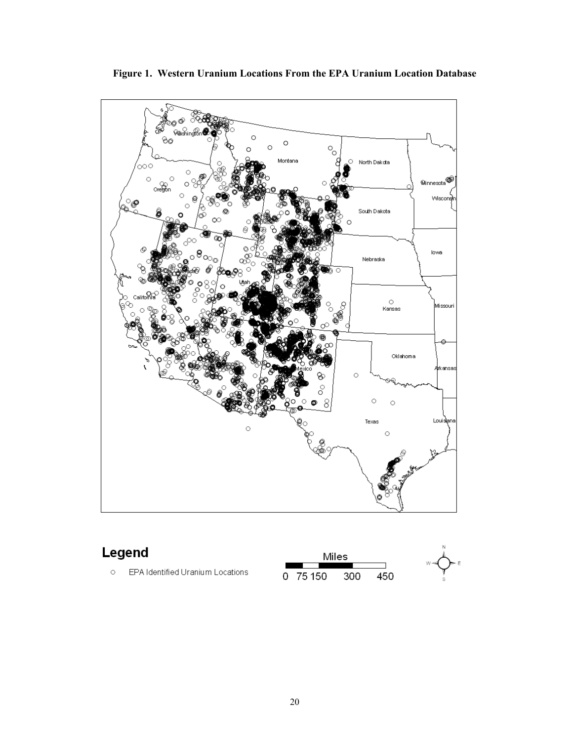**Figure 1. Western Uranium Locations From the EPA Uranium Location Database**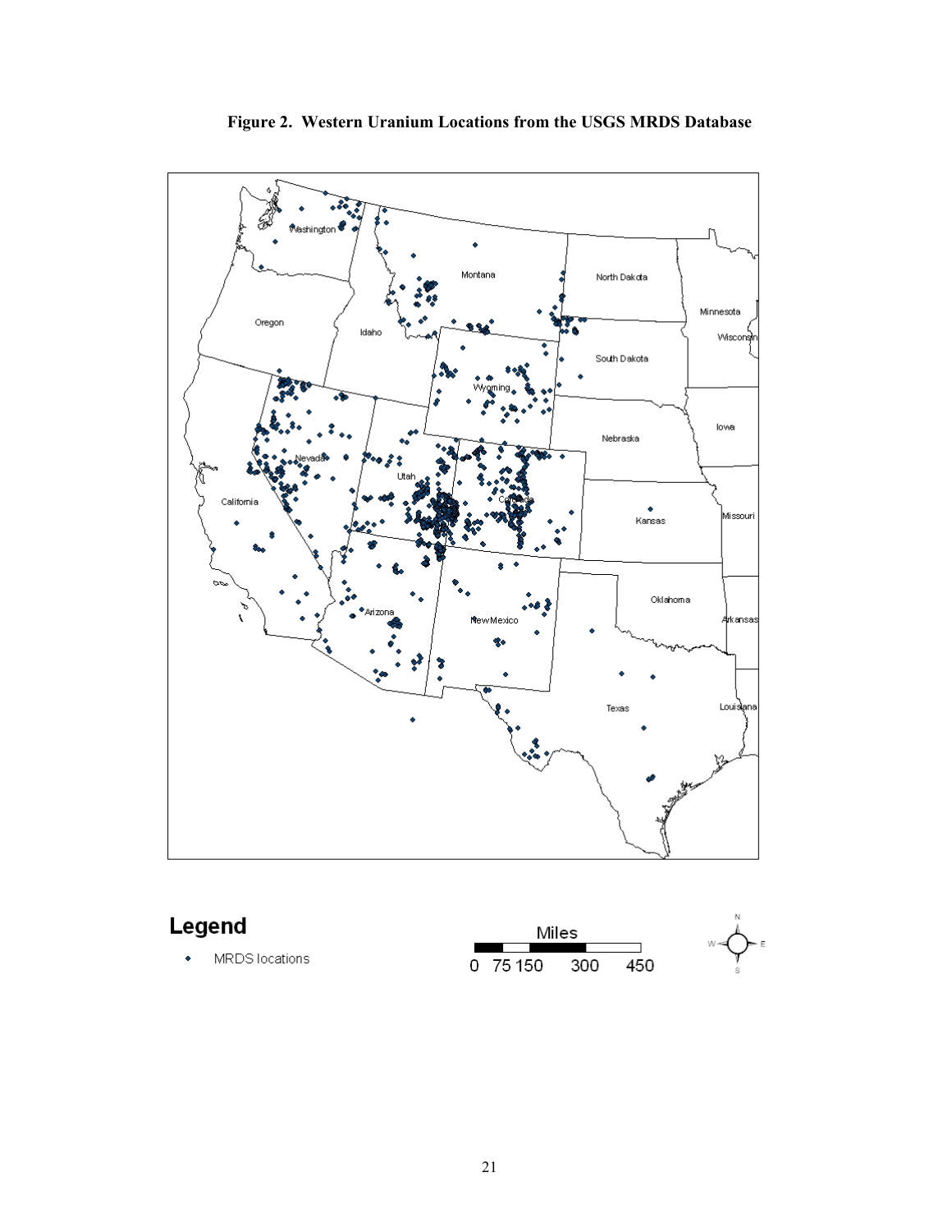**Figure 2. Western Uranium Locations from the USGS MRDS Database**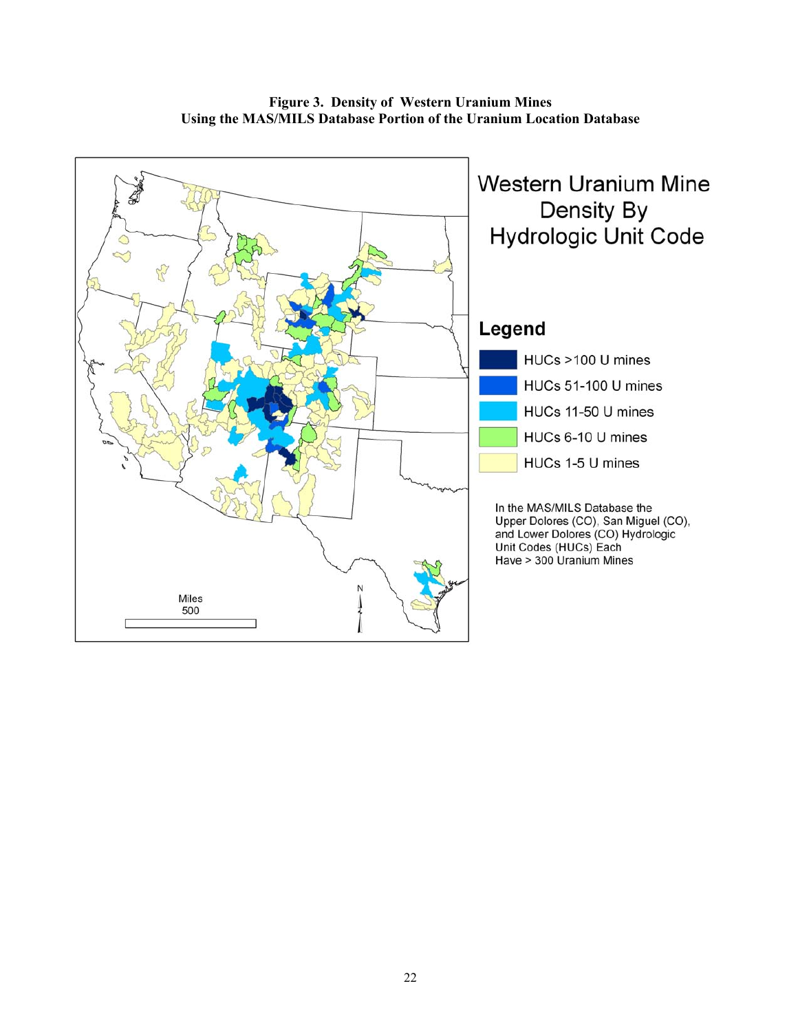**Figure 3. Density of Western Uranium Mines Using the MAS/MILS Database Portion of the Uranium Location Database**

Western Uranium Mine Density By Hydrologic Unit Code

**Legend**

- HUCs >100 U mines
- HUCs 51-100 U mines
- HUCs 11-50 U mines
- HUCs 6-10 U mines
- HUCs 1-5 U mines

In the MAS/MILS Database the Upper Dolores (CO), San Miguel (CO), and Lower Dolores (CO) Hydrologic Unit Codes (HUCs) Each Have > 300 Uranium Mines

Miles
500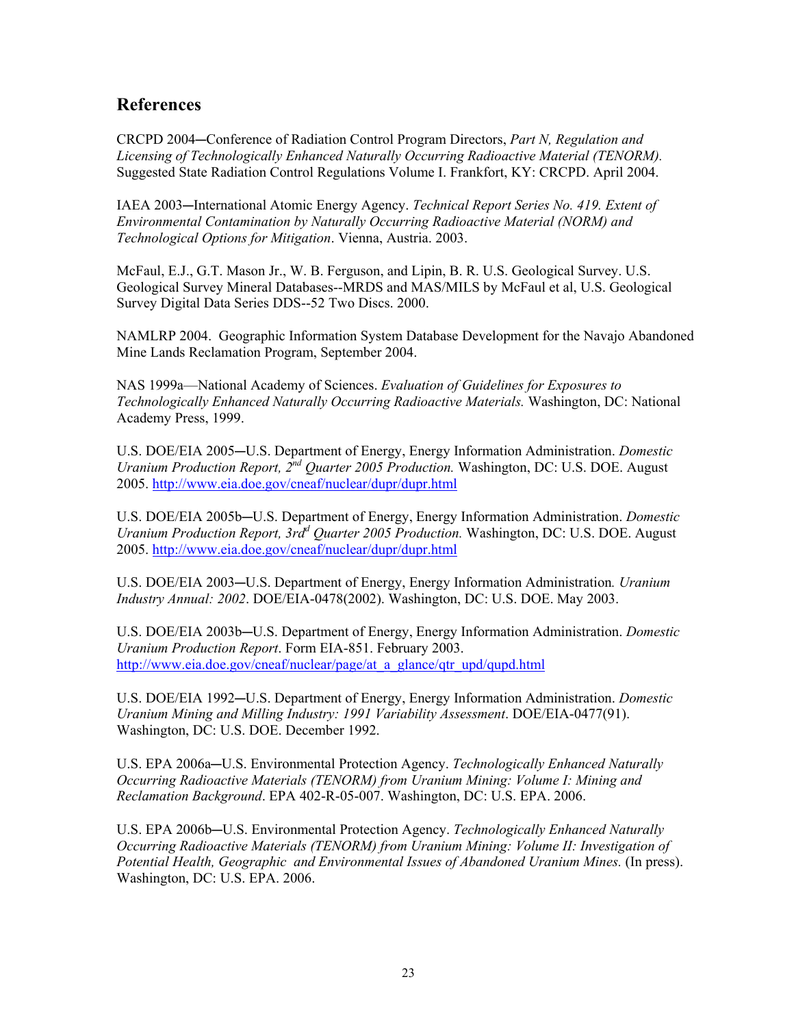## References

CRCPD 2004─Conference of Radiation Control Program Directors, *Part N, Regulation and Licensing of Technologically Enhanced Naturally Occurring Radioactive Material (TENORM).* Suggested State Radiation Control Regulations Volume I. Frankfort, KY: CRCPD. April 2004.

IAEA 2003─International Atomic Energy Agency. *Technical Report Series No. 419. Extent of Environmental Contamination by Naturally Occurring Radioactive Material (NORM) and Technological Options for Mitigation*. Vienna, Austria. 2003.

McFaul, E.J., G.T. Mason Jr., W. B. Ferguson, and Lipin, B. R. U.S. Geological Survey. U.S. Geological Survey Mineral Databases--MRDS and MAS/MILS by McFaul et al, U.S. Geological Survey Digital Data Series DDS--52 Two Discs. 2000.

NAMLRP 2004. Geographic Information System Database Development for the Navajo Abandoned Mine Lands Reclamation Program, September 2004.

NAS 1999a—National Academy of Sciences. *Evaluation of Guidelines for Exposures to Technologically Enhanced Naturally Occurring Radioactive Materials.* Washington, DC: National Academy Press, 1999.

U.S. DOE/EIA 2005─U.S. Department of Energy, Energy Information Administration. *Domestic Uranium Production Report, 2nd Quarter 2005 Production.* Washington, DC: U.S. DOE. August 2005. http://www.eia.doe.gov/cneaf/nuclear/dupr/dupr.html

U.S. DOE/EIA 2005b─U.S. Department of Energy, Energy Information Administration. *Domestic Uranium Production Report, 3rd Quarter 2005 Production.* Washington, DC: U.S. DOE. August 2005. http://www.eia.doe.gov/cneaf/nuclear/dupr/dupr.html

U.S. DOE/EIA 2003─U.S. Department of Energy, Energy Information Administration*. Uranium Industry Annual: 2002*. DOE/EIA-0478(2002). Washington, DC: U.S. DOE. May 2003.

U.S. DOE/EIA 2003b─U.S. Department of Energy, Energy Information Administration. *Domestic Uranium Production Report*. Form EIA-851. February 2003. http://www.eia.doe.gov/cneaf/nuclear/page/at_a_glance/qtr_upd/qupd.html

U.S. DOE/EIA 1992─U.S. Department of Energy, Energy Information Administration. *Domestic Uranium Mining and Milling Industry: 1991 Variability Assessment*. DOE/EIA-0477(91). Washington, DC: U.S. DOE. December 1992.

U.S. EPA 2006a─U.S. Environmental Protection Agency. *Technologically Enhanced Naturally Occurring Radioactive Materials (TENORM) from Uranium Mining: Volume I: Mining and Reclamation Background*. EPA 402-R-05-007. Washington, DC: U.S. EPA. 2006.

U.S. EPA 2006b─U.S. Environmental Protection Agency. *Technologically Enhanced Naturally Occurring Radioactive Materials (TENORM) from Uranium Mining: Volume II: Investigation of Potential Health, Geographic and Environmental Issues of Abandoned Uranium Mines.* (In press). Washington, DC: U.S. EPA. 2006.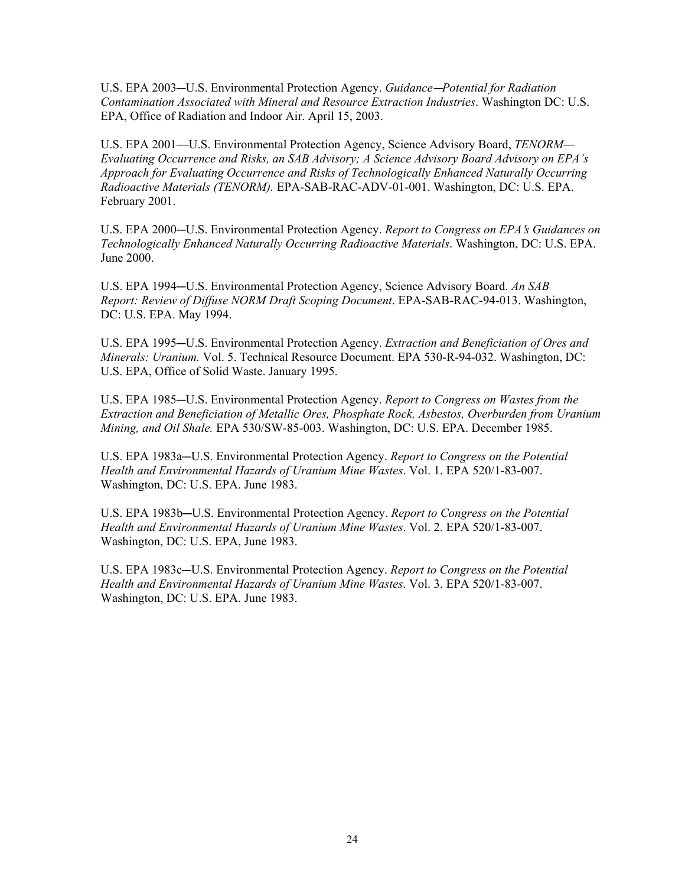U.S. EPA 2003─U.S. Environmental Protection Agency. *Guidance─Potential for Radiation Contamination Associated with Mineral and Resource Extraction Industries*. Washington DC: U.S. EPA, Office of Radiation and Indoor Air. April 15, 2003.

U.S. EPA 2001—U.S. Environmental Protection Agency, Science Advisory Board, *TENORM—Evaluating Occurrence and Risks, an SAB Advisory; A Science Advisory Board Advisory on EPA's Approach for Evaluating Occurrence and Risks of Technologically Enhanced Naturally Occurring Radioactive Materials (TENORM).* EPA-SAB-RAC-ADV-01-001. Washington, DC: U.S. EPA. February 2001.

U.S. EPA 2000─U.S. Environmental Protection Agency. *Report to Congress on EPA's Guidances on Technologically Enhanced Naturally Occurring Radioactive Materials*. Washington, DC: U.S. EPA. June 2000.

U.S. EPA 1994─U.S. Environmental Protection Agency, Science Advisory Board. *An SAB Report: Review of Diffuse NORM Draft Scoping Document*. EPA-SAB-RAC-94-013. Washington, DC: U.S. EPA. May 1994.

U.S. EPA 1995─U.S. Environmental Protection Agency. *Extraction and Beneficiation of Ores and Minerals: Uranium.* Vol. 5. Technical Resource Document. EPA 530-R-94-032. Washington, DC: U.S. EPA, Office of Solid Waste. January 1995.

U.S. EPA 1985─U.S. Environmental Protection Agency. *Report to Congress on Wastes from the Extraction and Beneficiation of Metallic Ores, Phosphate Rock, Asbestos, Overburden from Uranium Mining, and Oil Shale.* EPA 530/SW-85-003. Washington, DC: U.S. EPA. December 1985.

U.S. EPA 1983a─U.S. Environmental Protection Agency. *Report to Congress on the Potential Health and Environmental Hazards of Uranium Mine Wastes*. Vol. 1. EPA 520/1-83-007. Washington, DC: U.S. EPA. June 1983.

U.S. EPA 1983b─U.S. Environmental Protection Agency. *Report to Congress on the Potential Health and Environmental Hazards of Uranium Mine Wastes*. Vol. 2. EPA 520/1-83-007. Washington, DC: U.S. EPA, June 1983.

U.S. EPA 1983c─U.S. Environmental Protection Agency. *Report to Congress on the Potential Health and Environmental Hazards of Uranium Mine Wastes*. Vol. 3. EPA 520/1-83-007. Washington, DC: U.S. EPA. June 1983.